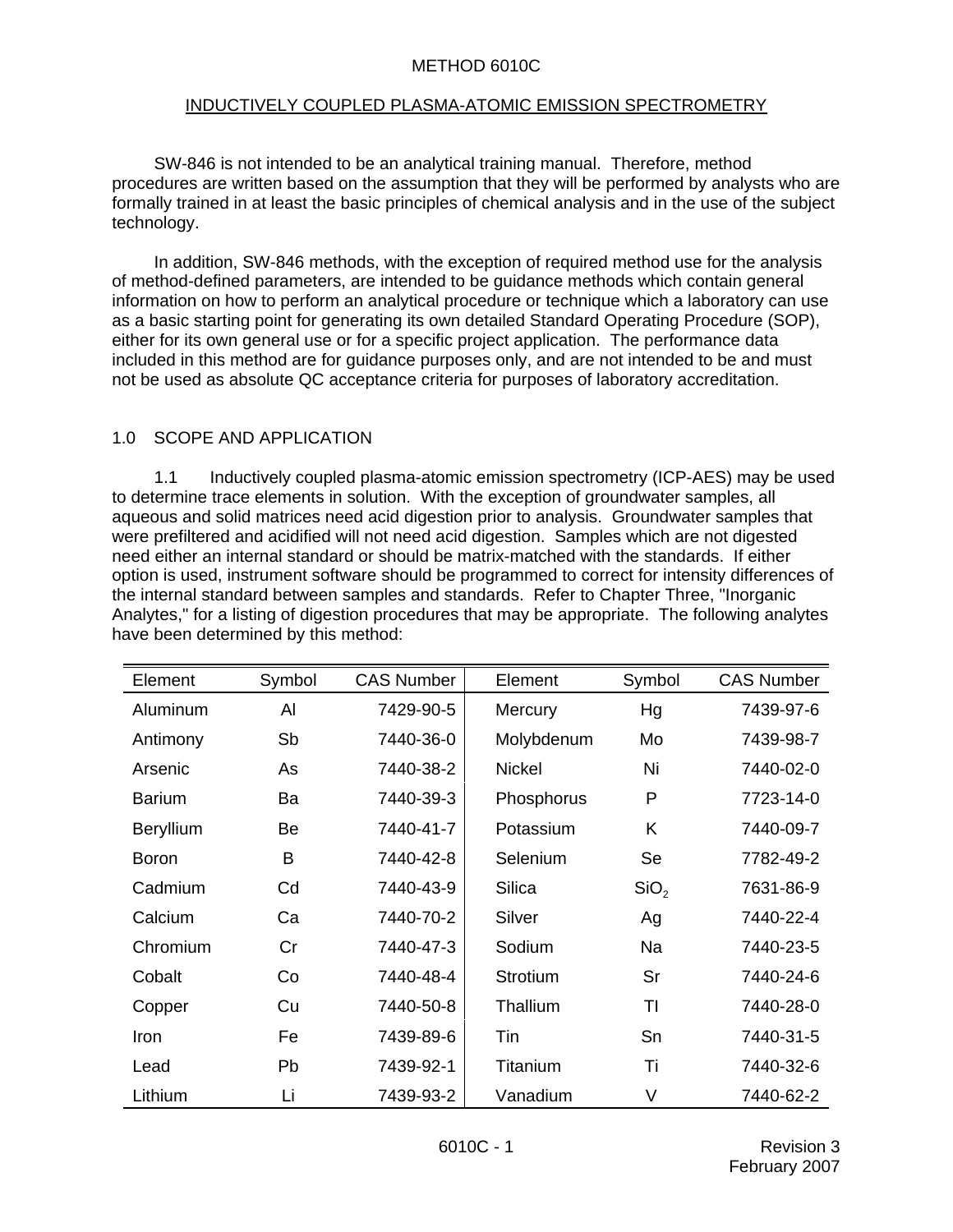# METHOD 6010C

## INDUCTIVELY COUPLED PLASMA-ATOMIC EMISSION SPECTROMETRY

SW-846 is not intended to be an analytical training manual. Therefore, method procedures are written based on the assumption that they will be performed by analysts who are formally trained in at least the basic principles of chemical analysis and in the use of the subject technology.

In addition, SW-846 methods, with the exception of required method use for the analysis of method-defined parameters, are intended to be guidance methods which contain general information on how to perform an analytical procedure or technique which a laboratory can use as a basic starting point for generating its own detailed Standard Operating Procedure (SOP), either for its own general use or for a specific project application. The performance data included in this method are for guidance purposes only, and are not intended to be and must not be used as absolute QC acceptance criteria for purposes of laboratory accreditation.

## 1.0 SCOPE AND APPLICATION

1.1 Inductively coupled plasma-atomic emission spectrometry (ICP-AES) may be used to determine trace elements in solution. With the exception of groundwater samples, all aqueous and solid matrices need acid digestion prior to analysis. Groundwater samples that were prefiltered and acidified will not need acid digestion. Samples which are not digested need either an internal standard or should be matrix-matched with the standards. If either option is used, instrument software should be programmed to correct for intensity differences of the internal standard between samples and standards. Refer to Chapter Three, "Inorganic Analytes," for a listing of digestion procedures that may be appropriate. The following analytes have been determined by this method:

| Element | Symbol | CAS Number | Element | Symbol | CAS Number |
|---|---|---|---|---|---|
| Aluminum | Al | 7429-90-5 | Mercury | Hg | 7439-97-6 |
| Antimony | Sb | 7440-36-0 | Molybdenum | Mo | 7439-98-7 |
| Arsenic | As | 7440-38-2 | Nickel | Ni | 7440-02-0 |
| Barium | Ba | 7440-39-3 | Phosphorus | P | 7723-14-0 |
| Beryllium | Be | 7440-41-7 | Potassium | K | 7440-09-7 |
| Boron | B | 7440-42-8 | Selenium | Se | 7782-49-2 |
| Cadmium | Cd | 7440-43-9 | Silica | $SiO_2$ | 7631-86-9 |
| Calcium | Ca | 7440-70-2 | Silver | Ag | 7440-22-4 |
| Chromium | Cr | 7440-47-3 | Sodium | Na | 7440-23-5 |
| Cobalt | Co | 7440-48-4 | Strotium | Sr | 7440-24-6 |
| Copper | Cu | 7440-50-8 | Thallium | Tl | 7440-28-0 |
| Iron | Fe | 7439-89-6 | Tin | Sn | 7440-31-5 |
| Lead | Pb | 7439-92-1 | Titanium | Ti | 7440-32-6 |
| Lithium | Li | 7439-93-2 | Vanadium | V | 7440-62-2 |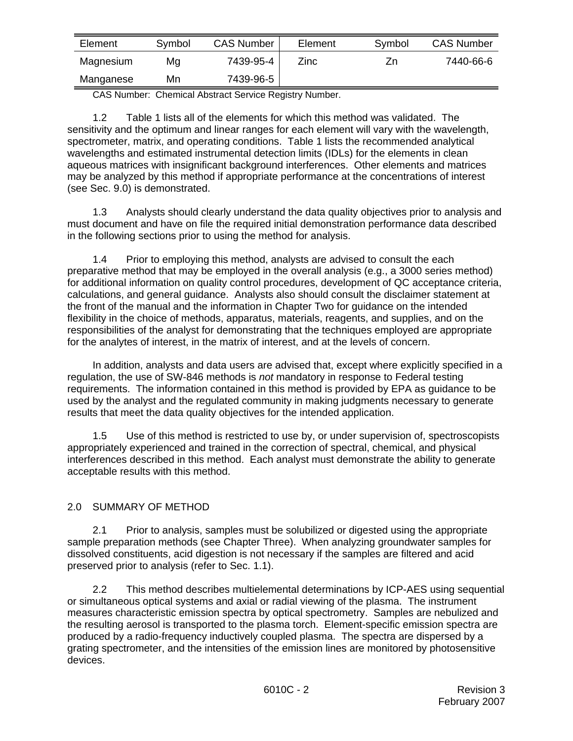| Element | Symbol | CAS Number | Element | Symbol | CAS Number |
|---|---|---|---|---|---|
| Magnesium | Mg | 7439-95-4 | Zinc | Zn | 7440-66-6 |
| Manganese | Mn | 7439-96-5 | | | |

CAS Number: Chemical Abstract Service Registry Number.

1.2 Table 1 lists all of the elements for which this method was validated. The sensitivity and the optimum and linear ranges for each element will vary with the wavelength, spectrometer, matrix, and operating conditions. Table 1 lists the recommended analytical wavelengths and estimated instrumental detection limits (IDLs) for the elements in clean aqueous matrices with insignificant background interferences. Other elements and matrices may be analyzed by this method if appropriate performance at the concentrations of interest (see Sec. 9.0) is demonstrated.

1.3 Analysts should clearly understand the data quality objectives prior to analysis and must document and have on file the required initial demonstration performance data described in the following sections prior to using the method for analysis.

1.4 Prior to employing this method, analysts are advised to consult the each preparative method that may be employed in the overall analysis (e.g., a 3000 series method) for additional information on quality control procedures, development of QC acceptance criteria, calculations, and general guidance. Analysts also should consult the disclaimer statement at the front of the manual and the information in Chapter Two for guidance on the intended flexibility in the choice of methods, apparatus, materials, reagents, and supplies, and on the responsibilities of the analyst for demonstrating that the techniques employed are appropriate for the analytes of interest, in the matrix of interest, and at the levels of concern.

In addition, analysts and data users are advised that, except where explicitly specified in a regulation, the use of SW-846 methods is *not* mandatory in response to Federal testing requirements. The information contained in this method is provided by EPA as guidance to be used by the analyst and the regulated community in making judgments necessary to generate results that meet the data quality objectives for the intended application.

1.5 Use of this method is restricted to use by, or under supervision of, spectroscopists appropriately experienced and trained in the correction of spectral, chemical, and physical interferences described in this method. Each analyst must demonstrate the ability to generate acceptable results with this method.

## 2.0 SUMMARY OF METHOD

2.1 Prior to analysis, samples must be solubilized or digested using the appropriate sample preparation methods (see Chapter Three). When analyzing groundwater samples for dissolved constituents, acid digestion is not necessary if the samples are filtered and acid preserved prior to analysis (refer to Sec. 1.1).

2.2 This method describes multielemental determinations by ICP-AES using sequential or simultaneous optical systems and axial or radial viewing of the plasma. The instrument measures characteristic emission spectra by optical spectrometry. Samples are nebulized and the resulting aerosol is transported to the plasma torch. Element-specific emission spectra are produced by a radio-frequency inductively coupled plasma. The spectra are dispersed by a grating spectrometer, and the intensities of the emission lines are monitored by photosensitive devices.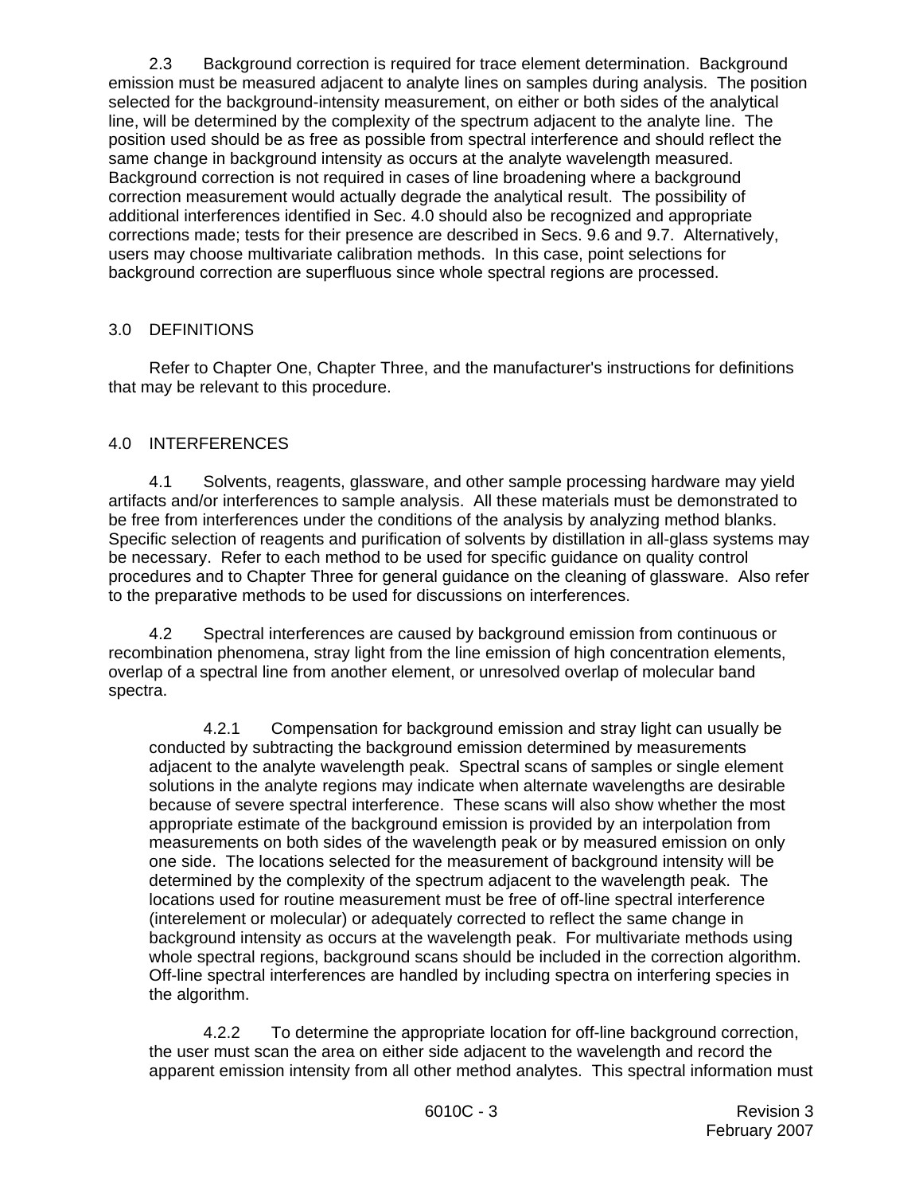2.3 Background correction is required for trace element determination. Background emission must be measured adjacent to analyte lines on samples during analysis. The position selected for the background-intensity measurement, on either or both sides of the analytical line, will be determined by the complexity of the spectrum adjacent to the analyte line. The position used should be as free as possible from spectral interference and should reflect the same change in background intensity as occurs at the analyte wavelength measured. Background correction is not required in cases of line broadening where a background correction measurement would actually degrade the analytical result. The possibility of additional interferences identified in Sec. 4.0 should also be recognized and appropriate corrections made; tests for their presence are described in Secs. 9.6 and 9.7. Alternatively, users may choose multivariate calibration methods. In this case, point selections for background correction are superfluous since whole spectral regions are processed.

## 3.0 DEFINITIONS

Refer to Chapter One, Chapter Three, and the manufacturer's instructions for definitions that may be relevant to this procedure.

## 4.0 INTERFERENCES

4.1 Solvents, reagents, glassware, and other sample processing hardware may yield artifacts and/or interferences to sample analysis. All these materials must be demonstrated to be free from interferences under the conditions of the analysis by analyzing method blanks. Specific selection of reagents and purification of solvents by distillation in all-glass systems may be necessary. Refer to each method to be used for specific guidance on quality control procedures and to Chapter Three for general guidance on the cleaning of glassware. Also refer to the preparative methods to be used for discussions on interferences.

4.2 Spectral interferences are caused by background emission from continuous or recombination phenomena, stray light from the line emission of high concentration elements, overlap of a spectral line from another element, or unresolved overlap of molecular band spectra.

4.2.1 Compensation for background emission and stray light can usually be conducted by subtracting the background emission determined by measurements adjacent to the analyte wavelength peak. Spectral scans of samples or single element solutions in the analyte regions may indicate when alternate wavelengths are desirable because of severe spectral interference. These scans will also show whether the most appropriate estimate of the background emission is provided by an interpolation from measurements on both sides of the wavelength peak or by measured emission on only one side. The locations selected for the measurement of background intensity will be determined by the complexity of the spectrum adjacent to the wavelength peak. The locations used for routine measurement must be free of off-line spectral interference (interelement or molecular) or adequately corrected to reflect the same change in background intensity as occurs at the wavelength peak. For multivariate methods using whole spectral regions, background scans should be included in the correction algorithm. Off-line spectral interferences are handled by including spectra on interfering species in the algorithm.

4.2.2 To determine the appropriate location for off-line background correction, the user must scan the area on either side adjacent to the wavelength and record the apparent emission intensity from all other method analytes. This spectral information must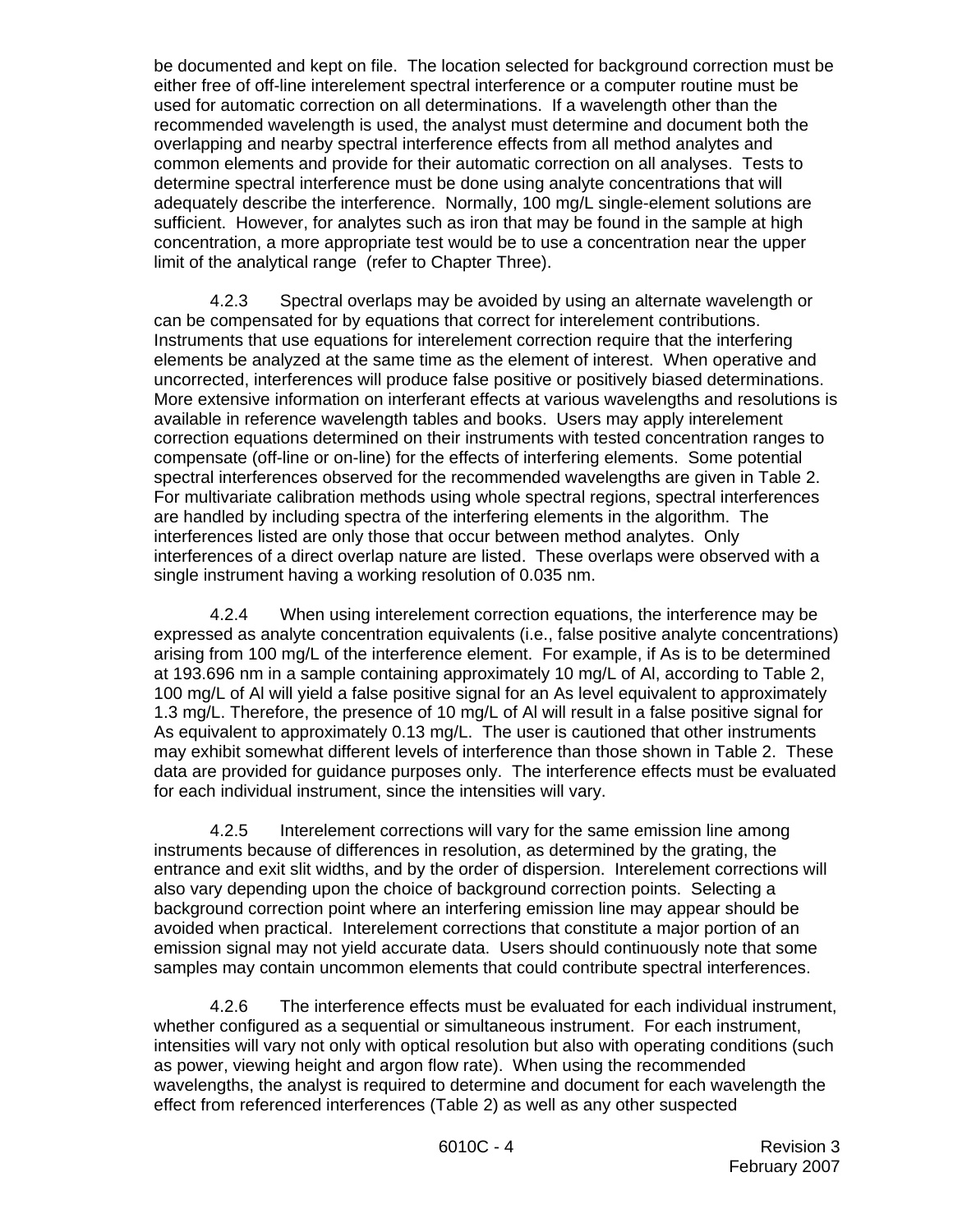be documented and kept on file. The location selected for background correction must be either free of off-line interelement spectral interference or a computer routine must be used for automatic correction on all determinations. If a wavelength other than the recommended wavelength is used, the analyst must determine and document both the overlapping and nearby spectral interference effects from all method analytes and common elements and provide for their automatic correction on all analyses. Tests to determine spectral interference must be done using analyte concentrations that will adequately describe the interference. Normally, 100 mg/L single-element solutions are sufficient. However, for analytes such as iron that may be found in the sample at high concentration, a more appropriate test would be to use a concentration near the upper limit of the analytical range (refer to Chapter Three).

4.2.3 Spectral overlaps may be avoided by using an alternate wavelength or can be compensated for by equations that correct for interelement contributions. Instruments that use equations for interelement correction require that the interfering elements be analyzed at the same time as the element of interest. When operative and uncorrected, interferences will produce false positive or positively biased determinations. More extensive information on interferant effects at various wavelengths and resolutions is available in reference wavelength tables and books. Users may apply interelement correction equations determined on their instruments with tested concentration ranges to compensate (off-line or on-line) for the effects of interfering elements. Some potential spectral interferences observed for the recommended wavelengths are given in Table 2. For multivariate calibration methods using whole spectral regions, spectral interferences are handled by including spectra of the interfering elements in the algorithm. The interferences listed are only those that occur between method analytes. Only interferences of a direct overlap nature are listed. These overlaps were observed with a single instrument having a working resolution of 0.035 nm.

4.2.4 When using interelement correction equations, the interference may be expressed as analyte concentration equivalents (i.e., false positive analyte concentrations) arising from 100 mg/L of the interference element. For example, if As is to be determined at 193.696 nm in a sample containing approximately 10 mg/L of Al, according to Table 2, 100 mg/L of Al will yield a false positive signal for an As level equivalent to approximately 1.3 mg/L. Therefore, the presence of 10 mg/L of Al will result in a false positive signal for As equivalent to approximately 0.13 mg/L. The user is cautioned that other instruments may exhibit somewhat different levels of interference than those shown in Table 2. These data are provided for guidance purposes only. The interference effects must be evaluated for each individual instrument, since the intensities will vary.

4.2.5 Interelement corrections will vary for the same emission line among instruments because of differences in resolution, as determined by the grating, the entrance and exit slit widths, and by the order of dispersion. Interelement corrections will also vary depending upon the choice of background correction points. Selecting a background correction point where an interfering emission line may appear should be avoided when practical. Interelement corrections that constitute a major portion of an emission signal may not yield accurate data. Users should continuously note that some samples may contain uncommon elements that could contribute spectral interferences.

4.2.6 The interference effects must be evaluated for each individual instrument, whether configured as a sequential or simultaneous instrument. For each instrument, intensities will vary not only with optical resolution but also with operating conditions (such as power, viewing height and argon flow rate). When using the recommended wavelengths, the analyst is required to determine and document for each wavelength the effect from referenced interferences (Table 2) as well as any other suspected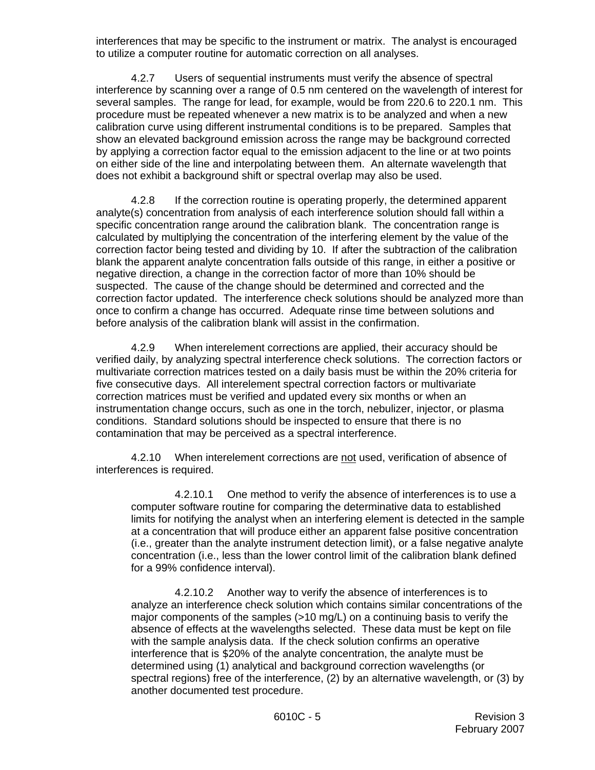interferences that may be specific to the instrument or matrix. The analyst is encouraged to utilize a computer routine for automatic correction on all analyses.

4.2.7 Users of sequential instruments must verify the absence of spectral interference by scanning over a range of 0.5 nm centered on the wavelength of interest for several samples. The range for lead, for example, would be from 220.6 to 220.1 nm. This procedure must be repeated whenever a new matrix is to be analyzed and when a new calibration curve using different instrumental conditions is to be prepared. Samples that show an elevated background emission across the range may be background corrected by applying a correction factor equal to the emission adjacent to the line or at two points on either side of the line and interpolating between them. An alternate wavelength that does not exhibit a background shift or spectral overlap may also be used.

4.2.8 If the correction routine is operating properly, the determined apparent analyte(s) concentration from analysis of each interference solution should fall within a specific concentration range around the calibration blank. The concentration range is calculated by multiplying the concentration of the interfering element by the value of the correction factor being tested and dividing by 10. If after the subtraction of the calibration blank the apparent analyte concentration falls outside of this range, in either a positive or negative direction, a change in the correction factor of more than 10% should be suspected. The cause of the change should be determined and corrected and the correction factor updated. The interference check solutions should be analyzed more than once to confirm a change has occurred. Adequate rinse time between solutions and before analysis of the calibration blank will assist in the confirmation.

4.2.9 When interelement corrections are applied, their accuracy should be verified daily, by analyzing spectral interference check solutions. The correction factors or multivariate correction matrices tested on a daily basis must be within the 20% criteria for five consecutive days. All interelement spectral correction factors or multivariate correction matrices must be verified and updated every six months or when an instrumentation change occurs, such as one in the torch, nebulizer, injector, or plasma conditions. Standard solutions should be inspected to ensure that there is no contamination that may be perceived as a spectral interference.

4.2.10 When interelement corrections are <u>not</u> used, verification of absence of interferences is required.

4.2.10.1 One method to verify the absence of interferences is to use a computer software routine for comparing the determinative data to established limits for notifying the analyst when an interfering element is detected in the sample at a concentration that will produce either an apparent false positive concentration (i.e., greater than the analyte instrument detection limit), or a false negative analyte concentration (i.e., less than the lower control limit of the calibration blank defined for a 99% confidence interval).

4.2.10.2 Another way to verify the absence of interferences is to analyze an interference check solution which contains similar concentrations of the major components of the samples (>10 mg/L) on a continuing basis to verify the absence of effects at the wavelengths selected. These data must be kept on file with the sample analysis data. If the check solution confirms an operative interference that is $20% of the analyte concentration, the analyte must be determined using (1) analytical and background correction wavelengths (or spectral regions) free of the interference, (2) by an alternative wavelength, or (3) by another documented test procedure.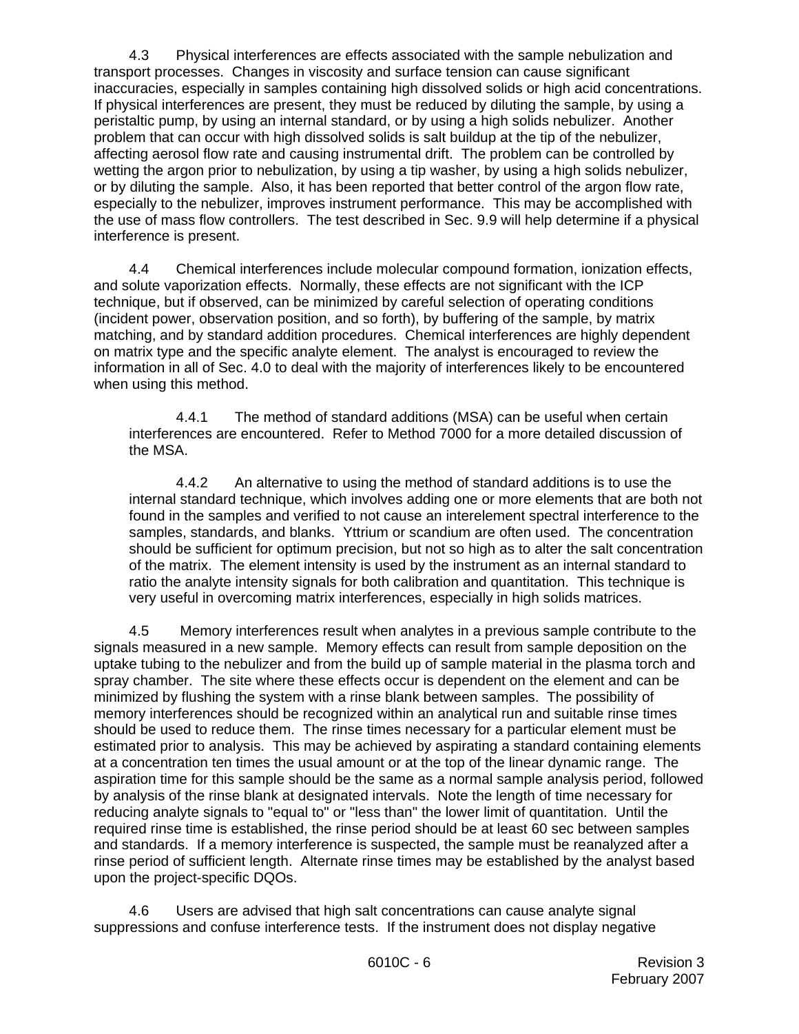4.3 Physical interferences are effects associated with the sample nebulization and transport processes. Changes in viscosity and surface tension can cause significant inaccuracies, especially in samples containing high dissolved solids or high acid concentrations. If physical interferences are present, they must be reduced by diluting the sample, by using a peristaltic pump, by using an internal standard, or by using a high solids nebulizer. Another problem that can occur with high dissolved solids is salt buildup at the tip of the nebulizer, affecting aerosol flow rate and causing instrumental drift. The problem can be controlled by wetting the argon prior to nebulization, by using a tip washer, by using a high solids nebulizer, or by diluting the sample. Also, it has been reported that better control of the argon flow rate, especially to the nebulizer, improves instrument performance. This may be accomplished with the use of mass flow controllers. The test described in Sec. 9.9 will help determine if a physical interference is present.

4.4 Chemical interferences include molecular compound formation, ionization effects, and solute vaporization effects. Normally, these effects are not significant with the ICP technique, but if observed, can be minimized by careful selection of operating conditions (incident power, observation position, and so forth), by buffering of the sample, by matrix matching, and by standard addition procedures. Chemical interferences are highly dependent on matrix type and the specific analyte element. The analyst is encouraged to review the information in all of Sec. 4.0 to deal with the majority of interferences likely to be encountered when using this method.

4.4.1 The method of standard additions (MSA) can be useful when certain interferences are encountered. Refer to Method 7000 for a more detailed discussion of the MSA.

4.4.2 An alternative to using the method of standard additions is to use the internal standard technique, which involves adding one or more elements that are both not found in the samples and verified to not cause an interelement spectral interference to the samples, standards, and blanks. Yttrium or scandium are often used. The concentration should be sufficient for optimum precision, but not so high as to alter the salt concentration of the matrix. The element intensity is used by the instrument as an internal standard to ratio the analyte intensity signals for both calibration and quantitation. This technique is very useful in overcoming matrix interferences, especially in high solids matrices.

4.5 Memory interferences result when analytes in a previous sample contribute to the signals measured in a new sample. Memory effects can result from sample deposition on the uptake tubing to the nebulizer and from the build up of sample material in the plasma torch and spray chamber. The site where these effects occur is dependent on the element and can be minimized by flushing the system with a rinse blank between samples. The possibility of memory interferences should be recognized within an analytical run and suitable rinse times should be used to reduce them. The rinse times necessary for a particular element must be estimated prior to analysis. This may be achieved by aspirating a standard containing elements at a concentration ten times the usual amount or at the top of the linear dynamic range. The aspiration time for this sample should be the same as a normal sample analysis period, followed by analysis of the rinse blank at designated intervals. Note the length of time necessary for reducing analyte signals to "equal to" or "less than" the lower limit of quantitation. Until the required rinse time is established, the rinse period should be at least 60 sec between samples and standards. If a memory interference is suspected, the sample must be reanalyzed after a rinse period of sufficient length. Alternate rinse times may be established by the analyst based upon the project-specific DQOs.

4.6 Users are advised that high salt concentrations can cause analyte signal suppressions and confuse interference tests. If the instrument does not display negative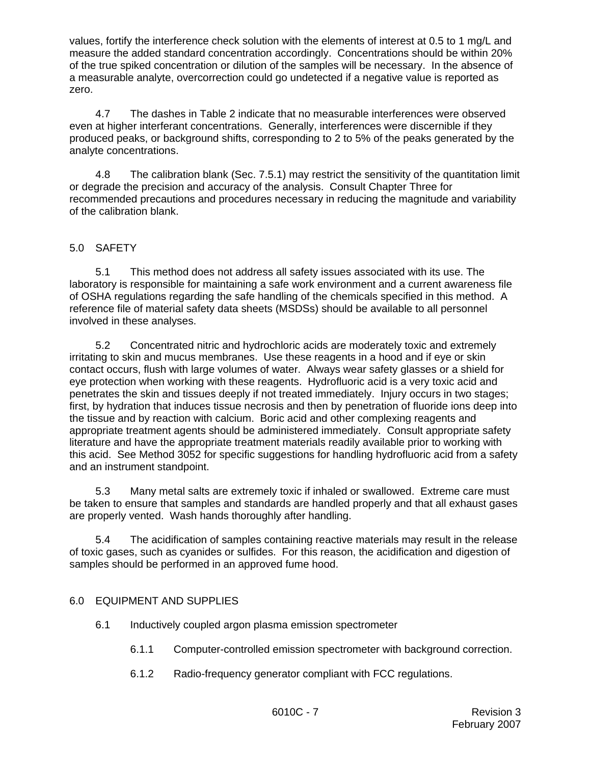values, fortify the interference check solution with the elements of interest at 0.5 to 1 mg/L and measure the added standard concentration accordingly. Concentrations should be within 20% of the true spiked concentration or dilution of the samples will be necessary. In the absence of a measurable analyte, overcorrection could go undetected if a negative value is reported as zero.

4.7 The dashes in Table 2 indicate that no measurable interferences were observed even at higher interferant concentrations. Generally, interferences were discernible if they produced peaks, or background shifts, corresponding to 2 to 5% of the peaks generated by the analyte concentrations.

4.8 The calibration blank (Sec. 7.5.1) may restrict the sensitivity of the quantitation limit or degrade the precision and accuracy of the analysis. Consult Chapter Three for recommended precautions and procedures necessary in reducing the magnitude and variability of the calibration blank.

## 5.0 SAFETY

5.1 This method does not address all safety issues associated with its use. The laboratory is responsible for maintaining a safe work environment and a current awareness file of OSHA regulations regarding the safe handling of the chemicals specified in this method. A reference file of material safety data sheets (MSDSs) should be available to all personnel involved in these analyses.

5.2 Concentrated nitric and hydrochloric acids are moderately toxic and extremely irritating to skin and mucus membranes. Use these reagents in a hood and if eye or skin contact occurs, flush with large volumes of water. Always wear safety glasses or a shield for eye protection when working with these reagents. Hydrofluoric acid is a very toxic acid and penetrates the skin and tissues deeply if not treated immediately. Injury occurs in two stages; first, by hydration that induces tissue necrosis and then by penetration of fluoride ions deep into the tissue and by reaction with calcium. Boric acid and other complexing reagents and appropriate treatment agents should be administered immediately. Consult appropriate safety literature and have the appropriate treatment materials readily available prior to working with this acid. See Method 3052 for specific suggestions for handling hydrofluoric acid from a safety and an instrument standpoint.

5.3 Many metal salts are extremely toxic if inhaled or swallowed. Extreme care must be taken to ensure that samples and standards are handled properly and that all exhaust gases are properly vented. Wash hands thoroughly after handling.

5.4 The acidification of samples containing reactive materials may result in the release of toxic gases, such as cyanides or sulfides. For this reason, the acidification and digestion of samples should be performed in an approved fume hood.

## 6.0 EQUIPMENT AND SUPPLIES

6.1 Inductively coupled argon plasma emission spectrometer

6.1.1 Computer-controlled emission spectrometer with background correction.

6.1.2 Radio-frequency generator compliant with FCC regulations.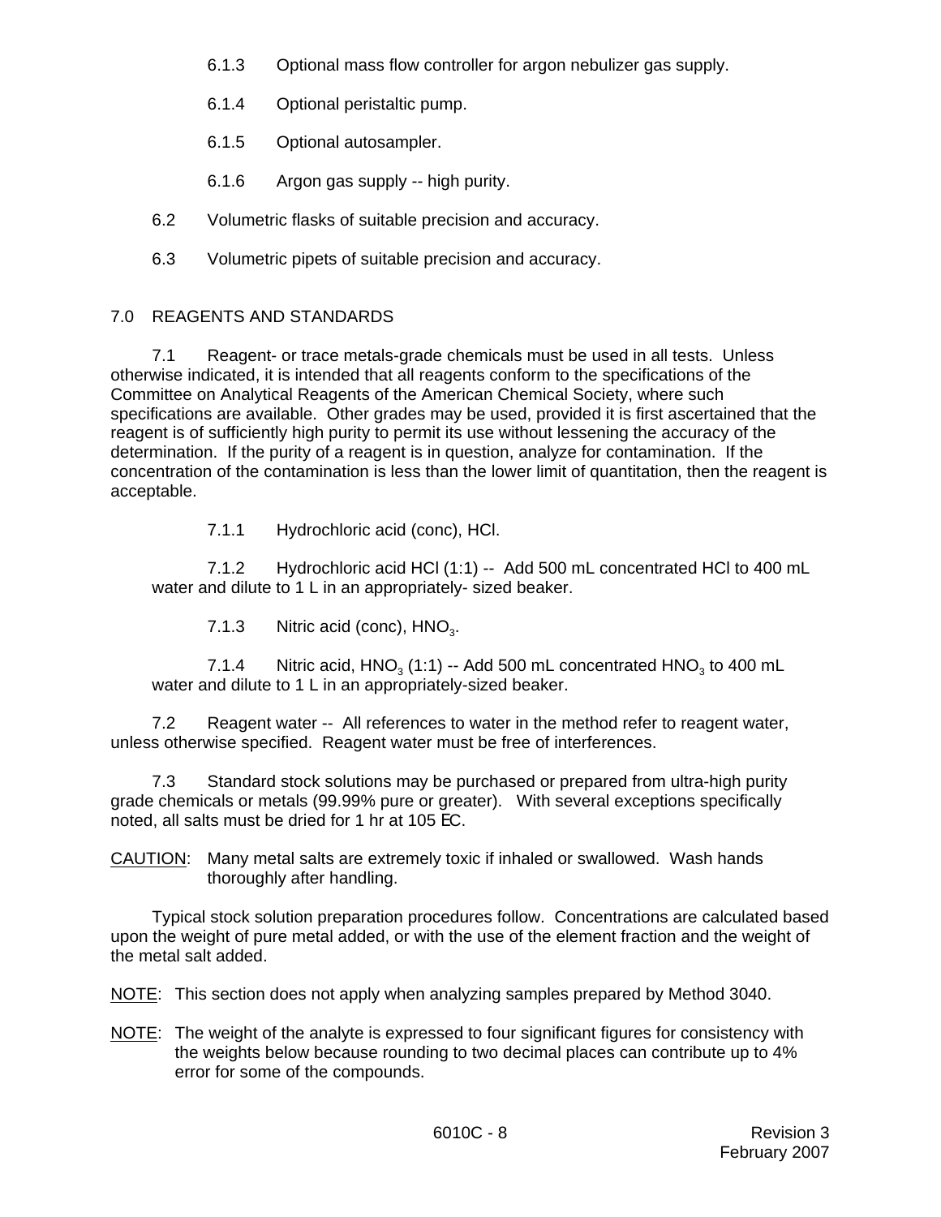6.1.3 Optional mass flow controller for argon nebulizer gas supply.

6.1.4 Optional peristaltic pump.

6.1.5 Optional autosampler.

6.1.6 Argon gas supply -- high purity.

6.2 Volumetric flasks of suitable precision and accuracy.

6.3 Volumetric pipets of suitable precision and accuracy.

## 7.0 REAGENTS AND STANDARDS

7.1 Reagent- or trace metals-grade chemicals must be used in all tests. Unless otherwise indicated, it is intended that all reagents conform to the specifications of the Committee on Analytical Reagents of the American Chemical Society, where such specifications are available. Other grades may be used, provided it is first ascertained that the reagent is of sufficiently high purity to permit its use without lessening the accuracy of the determination. If the purity of a reagent is in question, analyze for contamination. If the concentration of the contamination is less than the lower limit of quantitation, then the reagent is acceptable.

7.1.1 Hydrochloric acid (conc), HCl.

7.1.2 Hydrochloric acid HCl (1:1) -- Add 500 mL concentrated HCl to 400 mL water and dilute to 1 L in an appropriately- sized beaker.

7.1.3 Nitric acid (conc), $HNO_3$.

7.1.4 Nitric acid, $HNO_3$ (1:1) -- Add 500 mL concentrated $HNO_3$ to 400 mL water and dilute to 1 L in an appropriately-sized beaker.

7.2 Reagent water -- All references to water in the method refer to reagent water, unless otherwise specified. Reagent water must be free of interferences.

7.3 Standard stock solutions may be purchased or prepared from ultra-high purity grade chemicals or metals (99.99% pure or greater). With several exceptions specifically noted, all salts must be dried for 1 hr at 105 EC.

CAUTION: Many metal salts are extremely toxic if inhaled or swallowed. Wash hands thoroughly after handling.

Typical stock solution preparation procedures follow. Concentrations are calculated based upon the weight of pure metal added, or with the use of the element fraction and the weight of the metal salt added.

NOTE: This section does not apply when analyzing samples prepared by Method 3040.

NOTE: The weight of the analyte is expressed to four significant figures for consistency with the weights below because rounding to two decimal places can contribute up to 4% error for some of the compounds.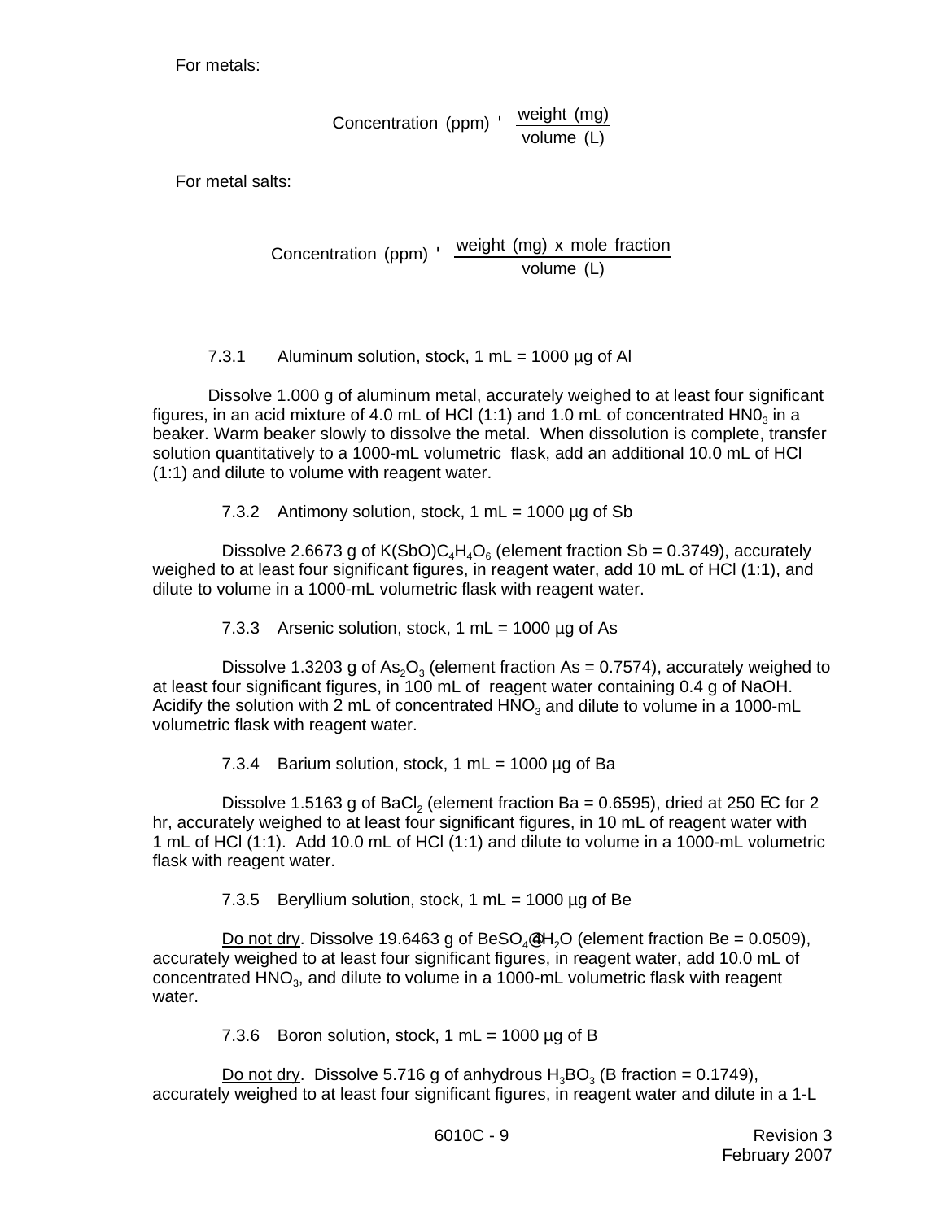For metals:

$$\text{Concentration (ppm)} = \frac{\text{weight (mg)}}{\text{volume (L)}}$$

For metal salts:

$$\text{Concentration (ppm)} = \frac{\text{weight (mg) x mole fraction}}{\text{volume (L)}}$$

7.3.1 Aluminum solution, stock, 1 mL = 1000 µg of Al

Dissolve 1.000 g of aluminum metal, accurately weighed to at least four significant figures, in an acid mixture of 4.0 mL of HCl (1:1) and 1.0 mL of concentrated $HN0_3$ in a beaker. Warm beaker slowly to dissolve the metal. When dissolution is complete, transfer solution quantitatively to a 1000-mL volumetric flask, add an additional 10.0 mL of HCl (1:1) and dilute to volume with reagent water.

7.3.2 Antimony solution, stock, 1 mL = 1000 µg of Sb

Dissolve 2.6673 g of $K(SbO)C_4H_4O_6$ (element fraction Sb = 0.3749), accurately weighed to at least four significant figures, in reagent water, add 10 mL of HCl (1:1), and dilute to volume in a 1000-mL volumetric flask with reagent water.

7.3.3 Arsenic solution, stock, 1 mL = 1000 µg of As

Dissolve 1.3203 g of $As_2O_3$ (element fraction As = 0.7574), accurately weighed to at least four significant figures, in 100 mL of reagent water containing 0.4 g of NaOH. Acidify the solution with 2 mL of concentrated $HNO_3$ and dilute to volume in a 1000-mL volumetric flask with reagent water.

7.3.4 Barium solution, stock, 1 mL = 1000 µg of Ba

Dissolve 1.5163 g of $BaCl_2$ (element fraction Ba = 0.6595), dried at 250 °C for 2 hr, accurately weighed to at least four significant figures, in 10 mL of reagent water with 1 mL of HCl (1:1). Add 10.0 mL of HCl (1:1) and dilute to volume in a 1000-mL volumetric flask with reagent water.

7.3.5 Beryllium solution, stock, 1 mL = 1000 µg of Be

Do not dry. Dissolve 19.6463 g of $BeSO_4 \cdot 4H_2O$ (element fraction Be = 0.0509), accurately weighed to at least four significant figures, in reagent water, add 10.0 mL of concentrated $HNO_3$, and dilute to volume in a 1000-mL volumetric flask with reagent water.

7.3.6 Boron solution, stock, 1 mL = 1000 µg of B

Do not dry. Dissolve 5.716 g of anhydrous $H_3BO_3$ (B fraction = 0.1749), accurately weighed to at least four significant figures, in reagent water and dilute in a 1-L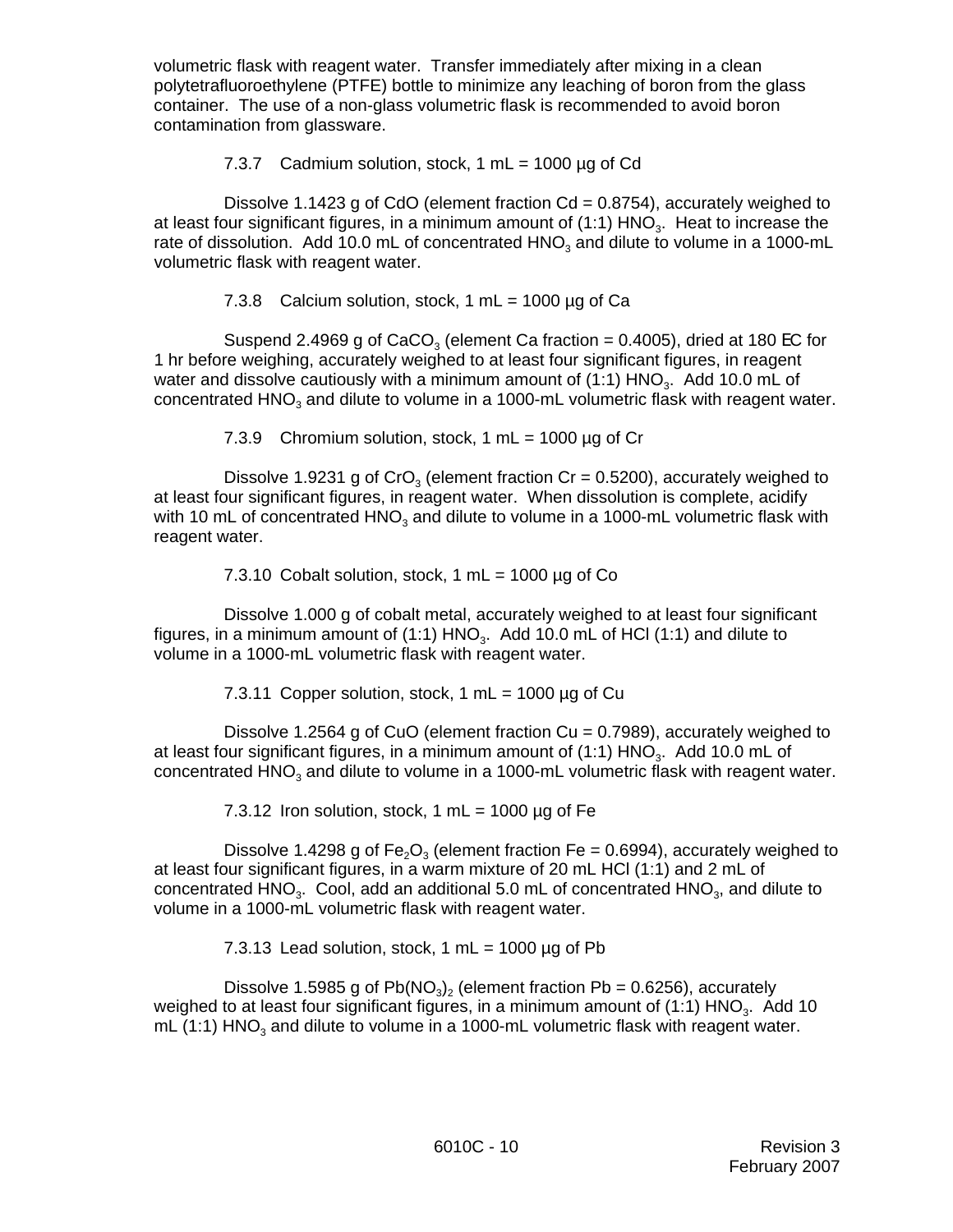volumetric flask with reagent water. Transfer immediately after mixing in a clean polytetrafluoroethylene (PTFE) bottle to minimize any leaching of boron from the glass container. The use of a non-glass volumetric flask is recommended to avoid boron contamination from glassware.

7.3.7 Cadmium solution, stock, 1 mL = 1000 µg of Cd

Dissolve 1.1423 g of CdO (element fraction Cd = 0.8754), accurately weighed to at least four significant figures, in a minimum amount of (1:1) $HNO_3$. Heat to increase the rate of dissolution. Add 10.0 mL of concentrated $HNO_3$ and dilute to volume in a 1000-mL volumetric flask with reagent water.

7.3.8 Calcium solution, stock, 1 mL = 1000 µg of Ca

Suspend 2.4969 g of $CaCO_3$ (element Ca fraction = 0.4005), dried at 180 EC for 1 hr before weighing, accurately weighed to at least four significant figures, in reagent water and dissolve cautiously with a minimum amount of (1:1) $HNO_3$. Add 10.0 mL of concentrated $HNO_3$ and dilute to volume in a 1000-mL volumetric flask with reagent water.

7.3.9 Chromium solution, stock, 1 mL = 1000 µg of Cr

Dissolve 1.9231 g of $CrO_3$ (element fraction Cr = 0.5200), accurately weighed to at least four significant figures, in reagent water. When dissolution is complete, acidify with 10 mL of concentrated $HNO_3$ and dilute to volume in a 1000-mL volumetric flask with reagent water.

7.3.10 Cobalt solution, stock, 1 mL = 1000 µg of Co

Dissolve 1.000 g of cobalt metal, accurately weighed to at least four significant figures, in a minimum amount of (1:1) $HNO_3$. Add 10.0 mL of HCl (1:1) and dilute to volume in a 1000-mL volumetric flask with reagent water.

7.3.11 Copper solution, stock, 1 mL = 1000 µg of Cu

Dissolve 1.2564 g of CuO (element fraction Cu = 0.7989), accurately weighed to at least four significant figures, in a minimum amount of (1:1) $HNO_3$. Add 10.0 mL of concentrated $HNO_3$ and dilute to volume in a 1000-mL volumetric flask with reagent water.

7.3.12 Iron solution, stock, 1 mL = 1000 µg of Fe

Dissolve 1.4298 g of $Fe_2O_3$ (element fraction Fe = 0.6994), accurately weighed to at least four significant figures, in a warm mixture of 20 mL HCl (1:1) and 2 mL of concentrated $HNO_3$. Cool, add an additional 5.0 mL of concentrated $HNO_3$, and dilute to volume in a 1000-mL volumetric flask with reagent water.

7.3.13 Lead solution, stock, 1 mL = 1000 µg of Pb

Dissolve 1.5985 g of $Pb(NO_3)_2$ (element fraction Pb = 0.6256), accurately weighed to at least four significant figures, in a minimum amount of (1:1) $HNO_3$. Add 10 mL (1:1) $HNO_3$ and dilute to volume in a 1000-mL volumetric flask with reagent water.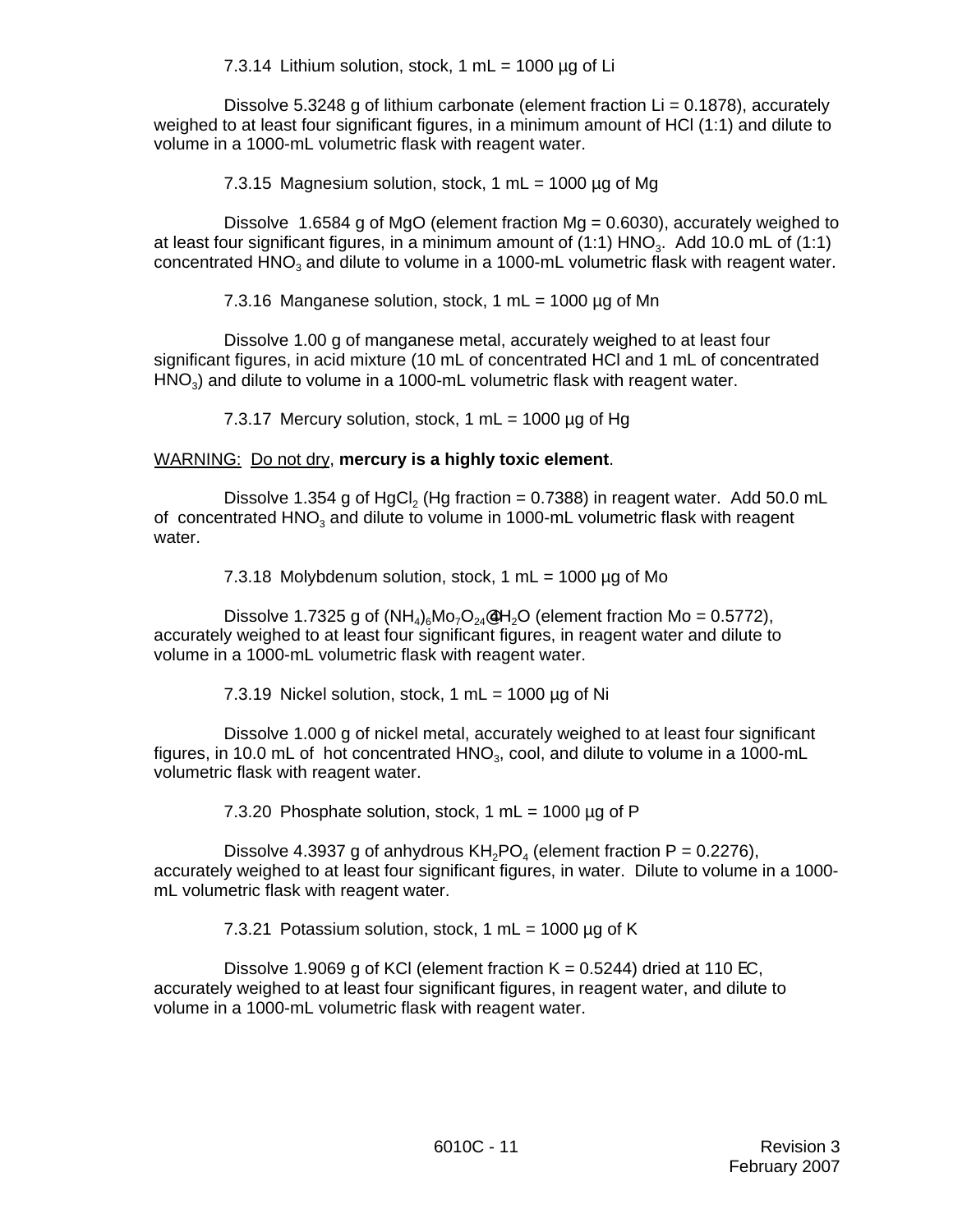7.3.14 Lithium solution, stock, 1 mL = 1000 µg of Li

Dissolve 5.3248 g of lithium carbonate (element fraction Li = 0.1878), accurately weighed to at least four significant figures, in a minimum amount of HCl (1:1) and dilute to volume in a 1000-mL volumetric flask with reagent water.

7.3.15 Magnesium solution, stock, 1 mL = 1000 µg of Mg

Dissolve 1.6584 g of MgO (element fraction Mg = 0.6030), accurately weighed to at least four significant figures, in a minimum amount of (1:1) $HNO_3$. Add 10.0 mL of (1:1) concentrated $HNO_3$ and dilute to volume in a 1000-mL volumetric flask with reagent water.

7.3.16 Manganese solution, stock, 1 mL = 1000 µg of Mn

Dissolve 1.00 g of manganese metal, accurately weighed to at least four significant figures, in acid mixture (10 mL of concentrated HCl and 1 mL of concentrated $HNO_3$) and dilute to volume in a 1000-mL volumetric flask with reagent water.

7.3.17 Mercury solution, stock, 1 mL = 1000 µg of Hg

WARNING: Do not dry, **mercury is a highly toxic element**.

Dissolve 1.354 g of $HgCl_2$ (Hg fraction = 0.7388) in reagent water. Add 50.0 mL of concentrated $HNO_3$ and dilute to volume in 1000-mL volumetric flask with reagent water.

7.3.18 Molybdenum solution, stock, 1 mL = 1000 µg of Mo

Dissolve 1.7325 g of $(NH_4)_6Mo_7O_{24} \cdot 4H_2O$ (element fraction Mo = 0.5772), accurately weighed to at least four significant figures, in reagent water and dilute to volume in a 1000-mL volumetric flask with reagent water.

7.3.19 Nickel solution, stock, 1 mL = 1000 µg of Ni

Dissolve 1.000 g of nickel metal, accurately weighed to at least four significant figures, in 10.0 mL of hot concentrated $HNO_3$, cool, and dilute to volume in a 1000-mL volumetric flask with reagent water.

7.3.20 Phosphate solution, stock, 1 mL = 1000 µg of P

Dissolve 4.3937 g of anhydrous $KH_2PO_4$ (element fraction P = 0.2276), accurately weighed to at least four significant figures, in water. Dilute to volume in a 1000-mL volumetric flask with reagent water.

7.3.21 Potassium solution, stock, 1 mL = 1000 µg of K

Dissolve 1.9069 g of KCl (element fraction K = 0.5244) dried at 110 °C, accurately weighed to at least four significant figures, in reagent water, and dilute to volume in a 1000-mL volumetric flask with reagent water.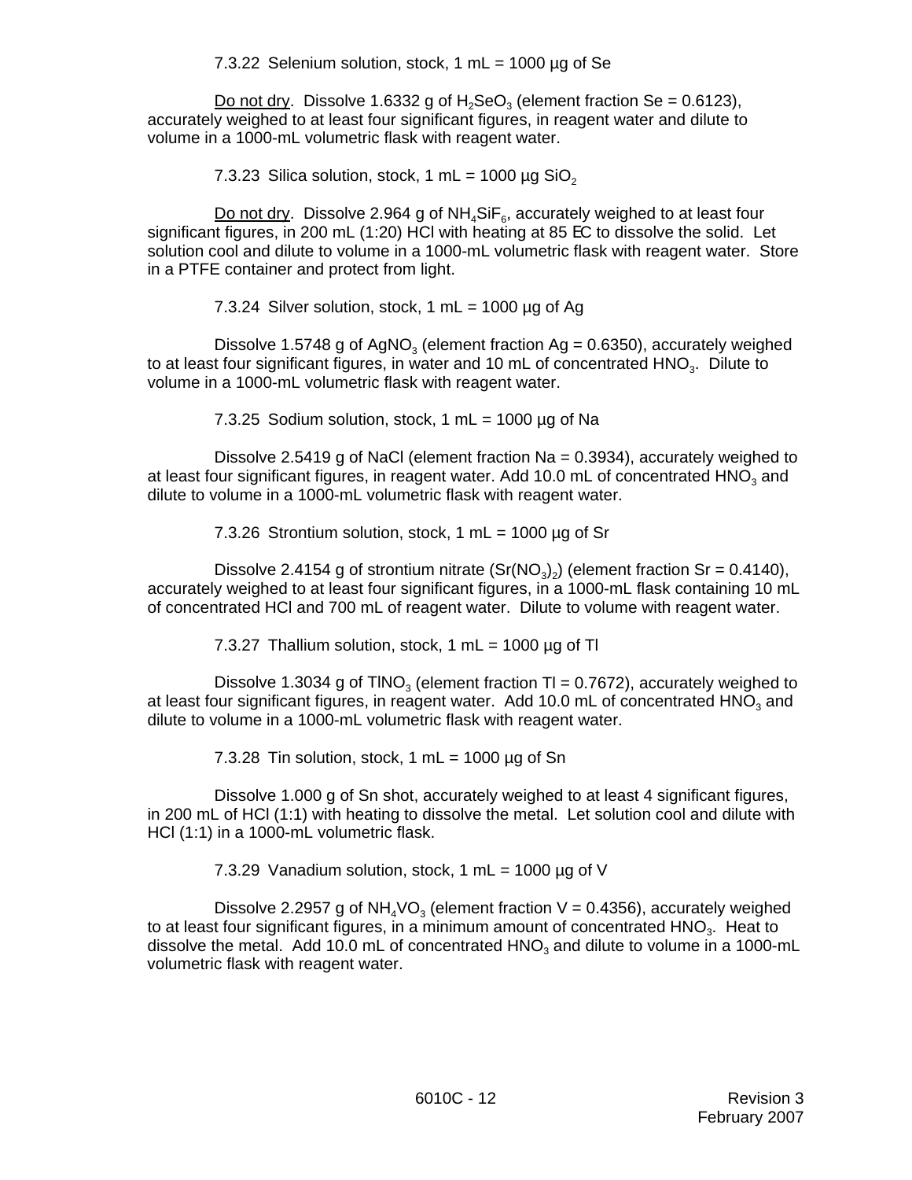7.3.22 Selenium solution, stock, 1 mL = 1000 µg of Se

Do not dry. Dissolve 1.6332 g of $H_2SeO_3$ (element fraction Se = 0.6123), accurately weighed to at least four significant figures, in reagent water and dilute to volume in a 1000-mL volumetric flask with reagent water.

7.3.23 Silica solution, stock, 1 mL = 1000 µg $SiO_2$

Do not dry. Dissolve 2.964 g of $NH_4SiF_6$, accurately weighed to at least four significant figures, in 200 mL (1:20) HCl with heating at 85 EC to dissolve the solid. Let solution cool and dilute to volume in a 1000-mL volumetric flask with reagent water. Store in a PTFE container and protect from light.

7.3.24 Silver solution, stock, 1 mL = 1000 µg of Ag

Dissolve 1.5748 g of $AgNO_3$ (element fraction Ag = 0.6350), accurately weighed to at least four significant figures, in water and 10 mL of concentrated $HNO_3$. Dilute to volume in a 1000-mL volumetric flask with reagent water.

7.3.25 Sodium solution, stock, 1 mL = 1000 µg of Na

Dissolve 2.5419 g of NaCl (element fraction Na = 0.3934), accurately weighed to at least four significant figures, in reagent water. Add 10.0 mL of concentrated $HNO_3$ and dilute to volume in a 1000-mL volumetric flask with reagent water.

7.3.26 Strontium solution, stock, 1 mL = 1000 µg of Sr

Dissolve 2.4154 g of strontium nitrate ($Sr(NO_3)_2$) (element fraction Sr = 0.4140), accurately weighed to at least four significant figures, in a 1000-mL flask containing 10 mL of concentrated HCl and 700 mL of reagent water. Dilute to volume with reagent water.

7.3.27 Thallium solution, stock, 1 mL = 1000 µg of Tl

Dissolve 1.3034 g of $TlNO_3$ (element fraction Tl = 0.7672), accurately weighed to at least four significant figures, in reagent water. Add 10.0 mL of concentrated $HNO_3$ and dilute to volume in a 1000-mL volumetric flask with reagent water.

7.3.28 Tin solution, stock, 1 mL = 1000 µg of Sn

Dissolve 1.000 g of Sn shot, accurately weighed to at least 4 significant figures, in 200 mL of HCl (1:1) with heating to dissolve the metal. Let solution cool and dilute with HCl (1:1) in a 1000-mL volumetric flask.

7.3.29 Vanadium solution, stock, 1 mL = 1000 µg of V

Dissolve 2.2957 g of $NH_4VO_3$ (element fraction V = 0.4356), accurately weighed to at least four significant figures, in a minimum amount of concentrated $HNO_3$. Heat to dissolve the metal. Add 10.0 mL of concentrated $HNO_3$ and dilute to volume in a 1000-mL volumetric flask with reagent water.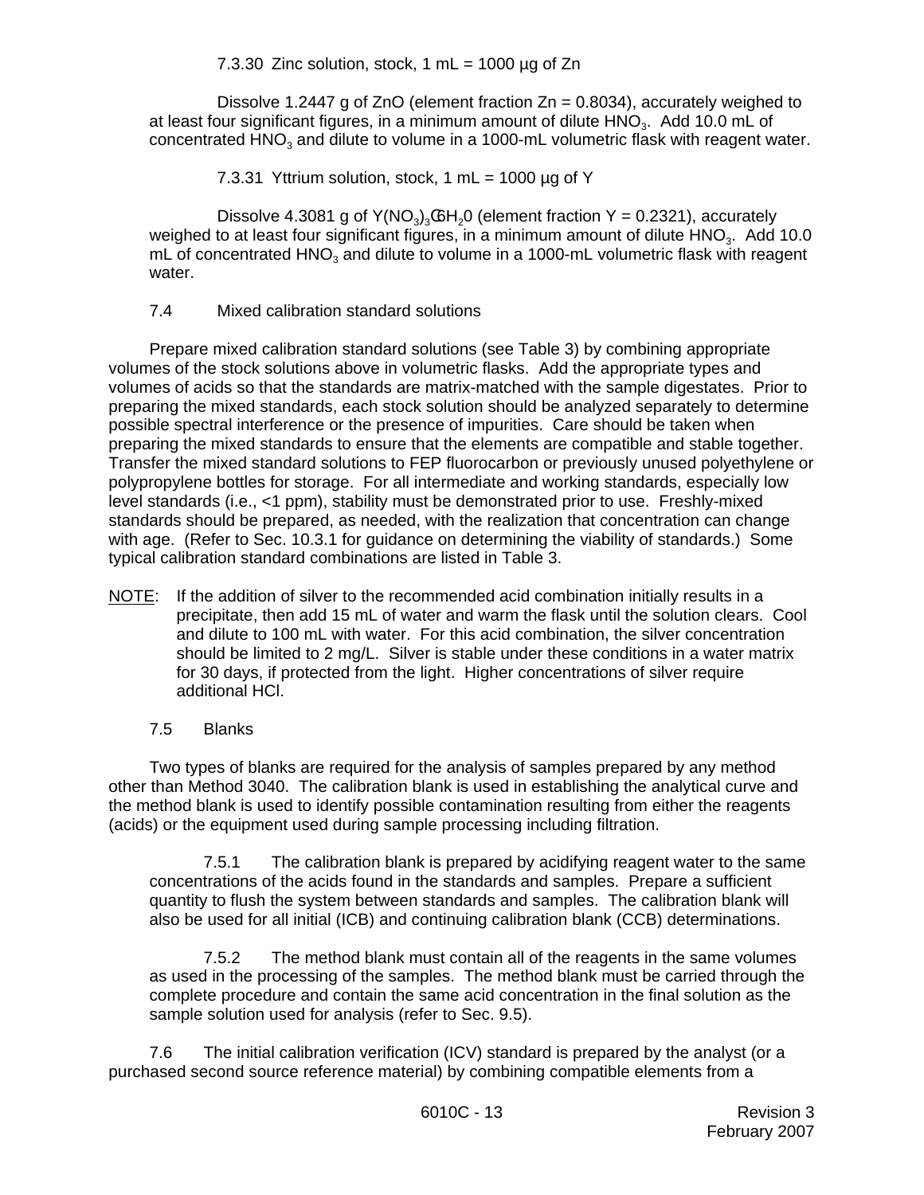7.3.30 Zinc solution, stock, 1 mL = 1000 µg of Zn

Dissolve 1.2447 g of ZnO (element fraction Zn = 0.8034), accurately weighed to at least four significant figures, in a minimum amount of dilute $HNO_3$. Add 10.0 mL of concentrated $HNO_3$ and dilute to volume in a 1000-mL volumetric flask with reagent water.

7.3.31 Yttrium solution, stock, 1 mL = 1000 µg of Y

Dissolve 4.3081 g of $Y(NO_3)_3 \cdot 6H_20$ (element fraction Y = 0.2321), accurately weighed to at least four significant figures, in a minimum amount of dilute $HNO_3$. Add 10.0 mL of concentrated $HNO_3$ and dilute to volume in a 1000-mL volumetric flask with reagent water.

7.4 Mixed calibration standard solutions

Prepare mixed calibration standard solutions (see Table 3) by combining appropriate volumes of the stock solutions above in volumetric flasks. Add the appropriate types and volumes of acids so that the standards are matrix-matched with the sample digestates. Prior to preparing the mixed standards, each stock solution should be analyzed separately to determine possible spectral interference or the presence of impurities. Care should be taken when preparing the mixed standards to ensure that the elements are compatible and stable together. Transfer the mixed standard solutions to FEP fluorocarbon or previously unused polyethylene or polypropylene bottles for storage. For all intermediate and working standards, especially low level standards (i.e., <1 ppm), stability must be demonstrated prior to use. Freshly-mixed standards should be prepared, as needed, with the realization that concentration can change with age. (Refer to Sec. 10.3.1 for guidance on determining the viability of standards.) Some typical calibration standard combinations are listed in Table 3.

NOTE: If the addition of silver to the recommended acid combination initially results in a precipitate, then add 15 mL of water and warm the flask until the solution clears. Cool and dilute to 100 mL with water. For this acid combination, the silver concentration should be limited to 2 mg/L. Silver is stable under these conditions in a water matrix for 30 days, if protected from the light. Higher concentrations of silver require additional HCl.

7.5 Blanks

Two types of blanks are required for the analysis of samples prepared by any method other than Method 3040. The calibration blank is used in establishing the analytical curve and the method blank is used to identify possible contamination resulting from either the reagents (acids) or the equipment used during sample processing including filtration.

7.5.1 The calibration blank is prepared by acidifying reagent water to the same concentrations of the acids found in the standards and samples. Prepare a sufficient quantity to flush the system between standards and samples. The calibration blank will also be used for all initial (ICB) and continuing calibration blank (CCB) determinations.

7.5.2 The method blank must contain all of the reagents in the same volumes as used in the processing of the samples. The method blank must be carried through the complete procedure and contain the same acid concentration in the final solution as the sample solution used for analysis (refer to Sec. 9.5).

7.6 The initial calibration verification (ICV) standard is prepared by the analyst (or a purchased second source reference material) by combining compatible elements from a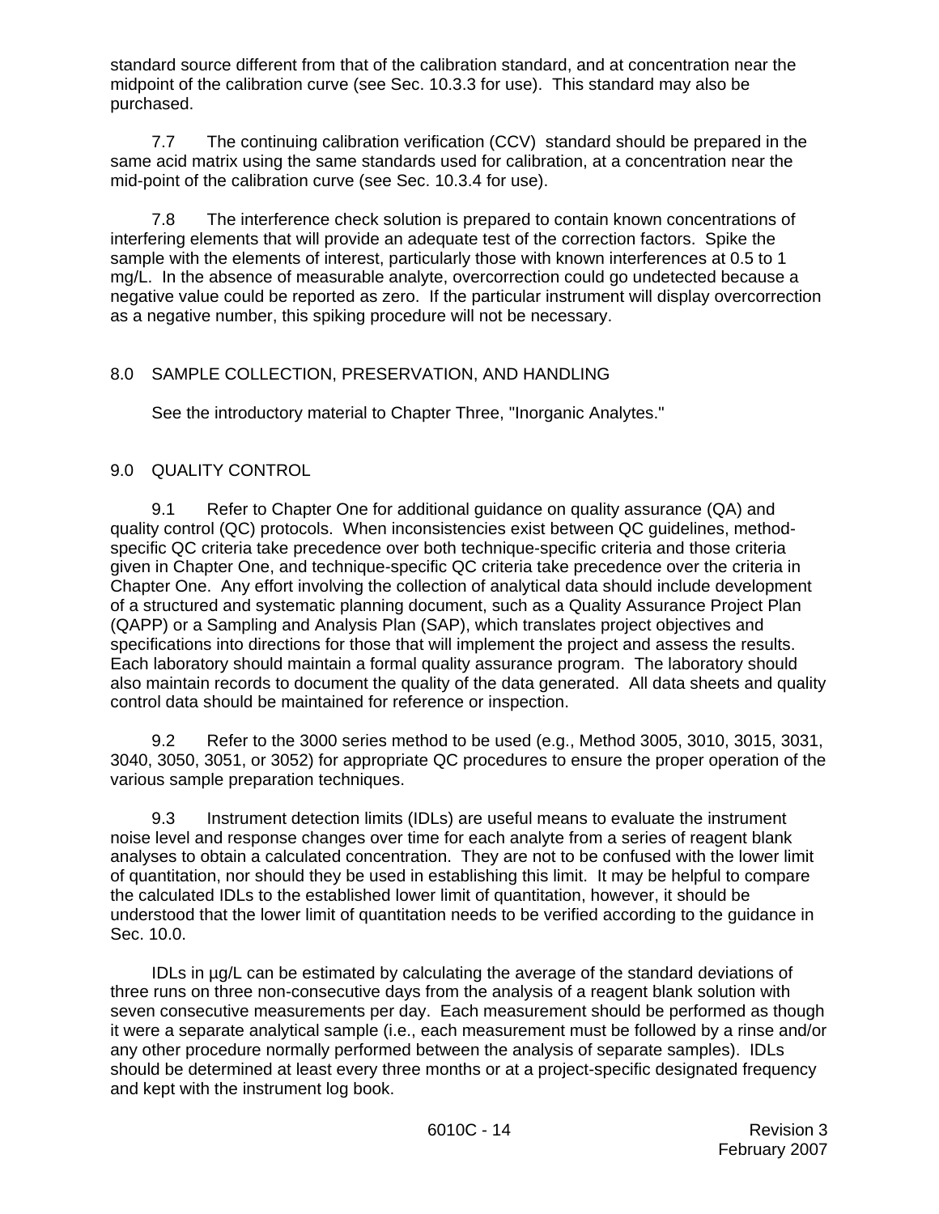standard source different from that of the calibration standard, and at concentration near the midpoint of the calibration curve (see Sec. 10.3.3 for use). This standard may also be purchased.

7.7 The continuing calibration verification (CCV) standard should be prepared in the same acid matrix using the same standards used for calibration, at a concentration near the mid-point of the calibration curve (see Sec. 10.3.4 for use).

7.8 The interference check solution is prepared to contain known concentrations of interfering elements that will provide an adequate test of the correction factors. Spike the sample with the elements of interest, particularly those with known interferences at 0.5 to 1 mg/L. In the absence of measurable analyte, overcorrection could go undetected because a negative value could be reported as zero. If the particular instrument will display overcorrection as a negative number, this spiking procedure will not be necessary.

## 8.0 SAMPLE COLLECTION, PRESERVATION, AND HANDLING

See the introductory material to Chapter Three, "Inorganic Analytes."

## 9.0 QUALITY CONTROL

9.1 Refer to Chapter One for additional guidance on quality assurance (QA) and quality control (QC) protocols. When inconsistencies exist between QC guidelines, method-specific QC criteria take precedence over both technique-specific criteria and those criteria given in Chapter One, and technique-specific QC criteria take precedence over the criteria in Chapter One. Any effort involving the collection of analytical data should include development of a structured and systematic planning document, such as a Quality Assurance Project Plan (QAPP) or a Sampling and Analysis Plan (SAP), which translates project objectives and specifications into directions for those that will implement the project and assess the results. Each laboratory should maintain a formal quality assurance program. The laboratory should also maintain records to document the quality of the data generated. All data sheets and quality control data should be maintained for reference or inspection.

9.2 Refer to the 3000 series method to be used (e.g., Method 3005, 3010, 3015, 3031, 3040, 3050, 3051, or 3052) for appropriate QC procedures to ensure the proper operation of the various sample preparation techniques.

9.3 Instrument detection limits (IDLs) are useful means to evaluate the instrument noise level and response changes over time for each analyte from a series of reagent blank analyses to obtain a calculated concentration. They are not to be confused with the lower limit of quantitation, nor should they be used in establishing this limit. It may be helpful to compare the calculated IDLs to the established lower limit of quantitation, however, it should be understood that the lower limit of quantitation needs to be verified according to the guidance in Sec. 10.0.

IDLs in µg/L can be estimated by calculating the average of the standard deviations of three runs on three non-consecutive days from the analysis of a reagent blank solution with seven consecutive measurements per day. Each measurement should be performed as though it were a separate analytical sample (i.e., each measurement must be followed by a rinse and/or any other procedure normally performed between the analysis of separate samples). IDLs should be determined at least every three months or at a project-specific designated frequency and kept with the instrument log book.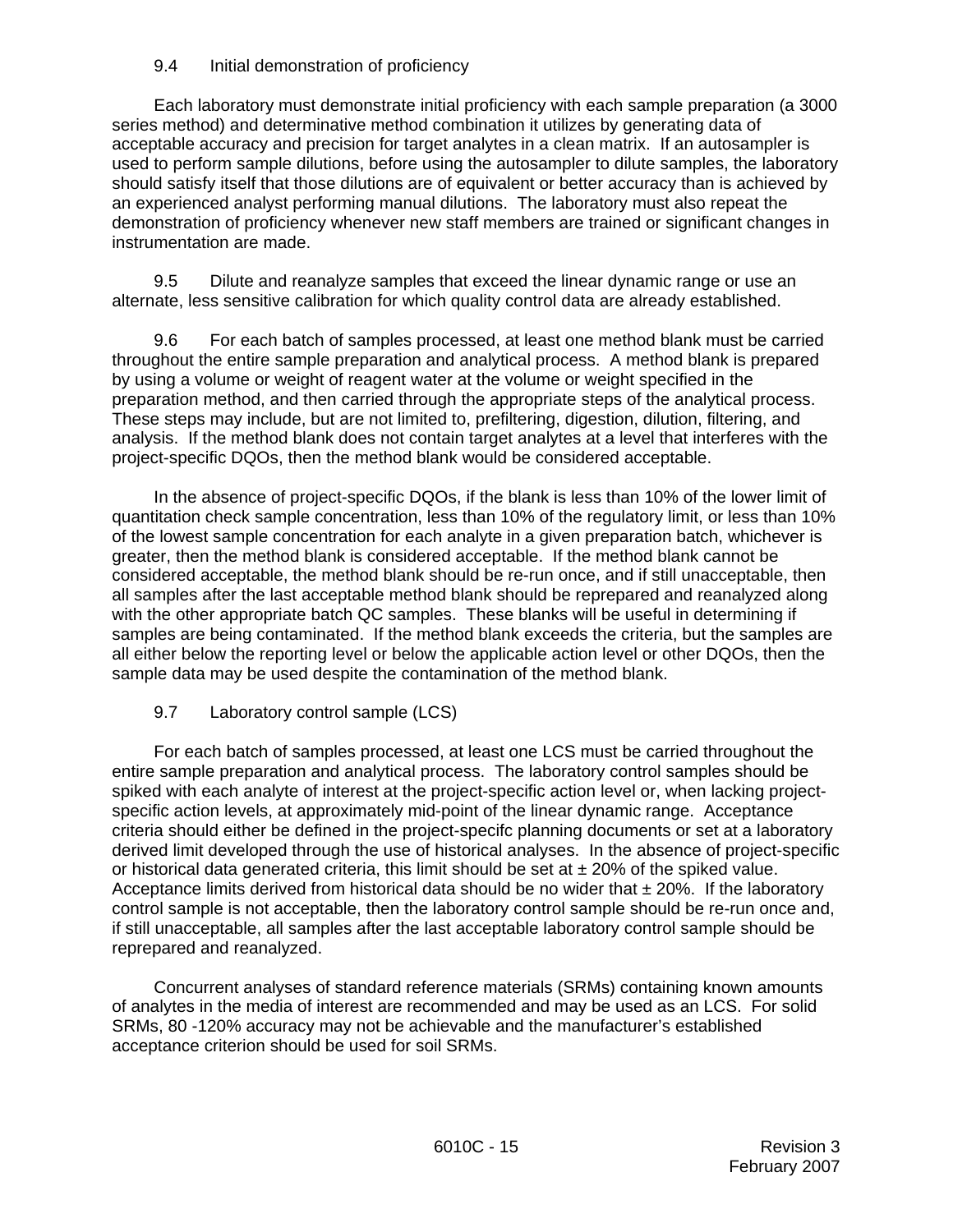9.4 Initial demonstration of proficiency

Each laboratory must demonstrate initial proficiency with each sample preparation (a 3000 series method) and determinative method combination it utilizes by generating data of acceptable accuracy and precision for target analytes in a clean matrix. If an autosampler is used to perform sample dilutions, before using the autosampler to dilute samples, the laboratory should satisfy itself that those dilutions are of equivalent or better accuracy than is achieved by an experienced analyst performing manual dilutions. The laboratory must also repeat the demonstration of proficiency whenever new staff members are trained or significant changes in instrumentation are made.

9.5 Dilute and reanalyze samples that exceed the linear dynamic range or use an alternate, less sensitive calibration for which quality control data are already established.

9.6 For each batch of samples processed, at least one method blank must be carried throughout the entire sample preparation and analytical process. A method blank is prepared by using a volume or weight of reagent water at the volume or weight specified in the preparation method, and then carried through the appropriate steps of the analytical process. These steps may include, but are not limited to, prefiltering, digestion, dilution, filtering, and analysis. If the method blank does not contain target analytes at a level that interferes with the project-specific DQOs, then the method blank would be considered acceptable.

In the absence of project-specific DQOs, if the blank is less than 10% of the lower limit of quantitation check sample concentration, less than 10% of the regulatory limit, or less than 10% of the lowest sample concentration for each analyte in a given preparation batch, whichever is greater, then the method blank is considered acceptable. If the method blank cannot be considered acceptable, the method blank should be re-run once, and if still unacceptable, then all samples after the last acceptable method blank should be reprepared and reanalyzed along with the other appropriate batch QC samples. These blanks will be useful in determining if samples are being contaminated. If the method blank exceeds the criteria, but the samples are all either below the reporting level or below the applicable action level or other DQOs, then the sample data may be used despite the contamination of the method blank.

9.7 Laboratory control sample (LCS)

For each batch of samples processed, at least one LCS must be carried throughout the entire sample preparation and analytical process. The laboratory control samples should be spiked with each analyte of interest at the project-specific action level or, when lacking project-specific action levels, at approximately mid-point of the linear dynamic range. Acceptance criteria should either be defined in the project-specifc planning documents or set at a laboratory derived limit developed through the use of historical analyses. In the absence of project-specific or historical data generated criteria, this limit should be set at ± 20% of the spiked value. Acceptance limits derived from historical data should be no wider that ± 20%. If the laboratory control sample is not acceptable, then the laboratory control sample should be re-run once and, if still unacceptable, all samples after the last acceptable laboratory control sample should be reprepared and reanalyzed.

Concurrent analyses of standard reference materials (SRMs) containing known amounts of analytes in the media of interest are recommended and may be used as an LCS. For solid SRMs, 80 -120% accuracy may not be achievable and the manufacturer's established acceptance criterion should be used for soil SRMs.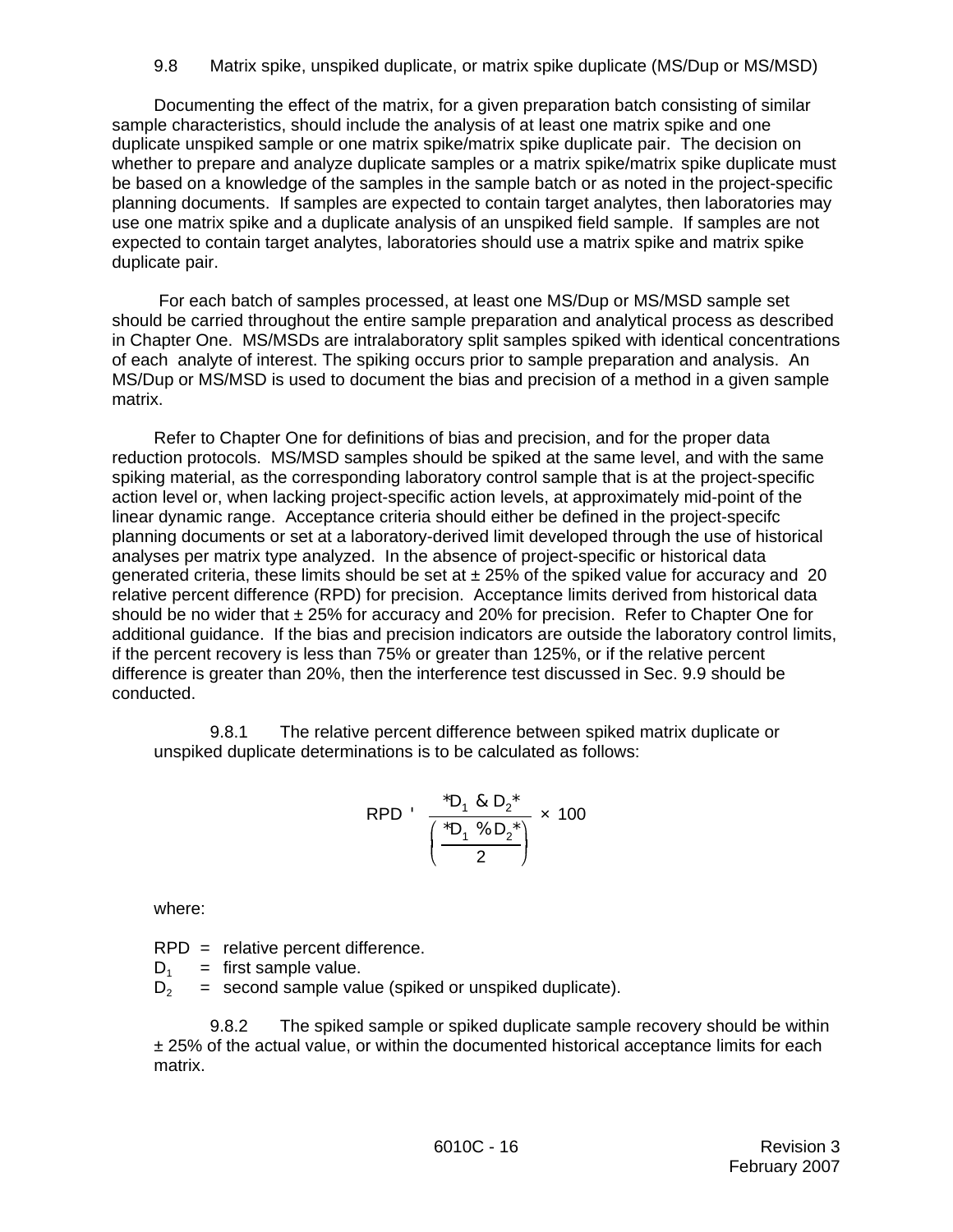9.8 Matrix spike, unspiked duplicate, or matrix spike duplicate (MS/Dup or MS/MSD)

Documenting the effect of the matrix, for a given preparation batch consisting of similar sample characteristics, should include the analysis of at least one matrix spike and one duplicate unspiked sample or one matrix spike/matrix spike duplicate pair. The decision on whether to prepare and analyze duplicate samples or a matrix spike/matrix spike duplicate must be based on a knowledge of the samples in the sample batch or as noted in the project-specific planning documents. If samples are expected to contain target analytes, then laboratories may use one matrix spike and a duplicate analysis of an unspiked field sample. If samples are not expected to contain target analytes, laboratories should use a matrix spike and matrix spike duplicate pair.

For each batch of samples processed, at least one MS/Dup or MS/MSD sample set should be carried throughout the entire sample preparation and analytical process as described in Chapter One. MS/MSDs are intralaboratory split samples spiked with identical concentrations of each analyte of interest. The spiking occurs prior to sample preparation and analysis. An MS/Dup or MS/MSD is used to document the bias and precision of a method in a given sample matrix.

Refer to Chapter One for definitions of bias and precision, and for the proper data reduction protocols. MS/MSD samples should be spiked at the same level, and with the same spiking material, as the corresponding laboratory control sample that is at the project-specific action level or, when lacking project-specific action levels, at approximately mid-point of the linear dynamic range. Acceptance criteria should either be defined in the project-specifc planning documents or set at a laboratory-derived limit developed through the use of historical analyses per matrix type analyzed. In the absence of project-specific or historical data generated criteria, these limits should be set at ± 25% of the spiked value for accuracy and 20 relative percent difference (RPD) for precision. Acceptance limits derived from historical data should be no wider that ± 25% for accuracy and 20% for precision. Refer to Chapter One for additional guidance. If the bias and precision indicators are outside the laboratory control limits, if the percent recovery is less than 75% or greater than 125%, or if the relative percent difference is greater than 20%, then the interference test discussed in Sec. 9.9 should be conducted.

9.8.1 The relative percent difference between spiked matrix duplicate or unspiked duplicate determinations is to be calculated as follows:

$$RPD = \frac{|D_1 - D_2|}{\left(\frac{|D_1 + D_2|}{2}\right)} \times 100$$

where:

RPD = relative percent difference.
$D_1$ = first sample value.
$D_2$ = second sample value (spiked or unspiked duplicate).

9.8.2 The spiked sample or spiked duplicate sample recovery should be within ± 25% of the actual value, or within the documented historical acceptance limits for each matrix.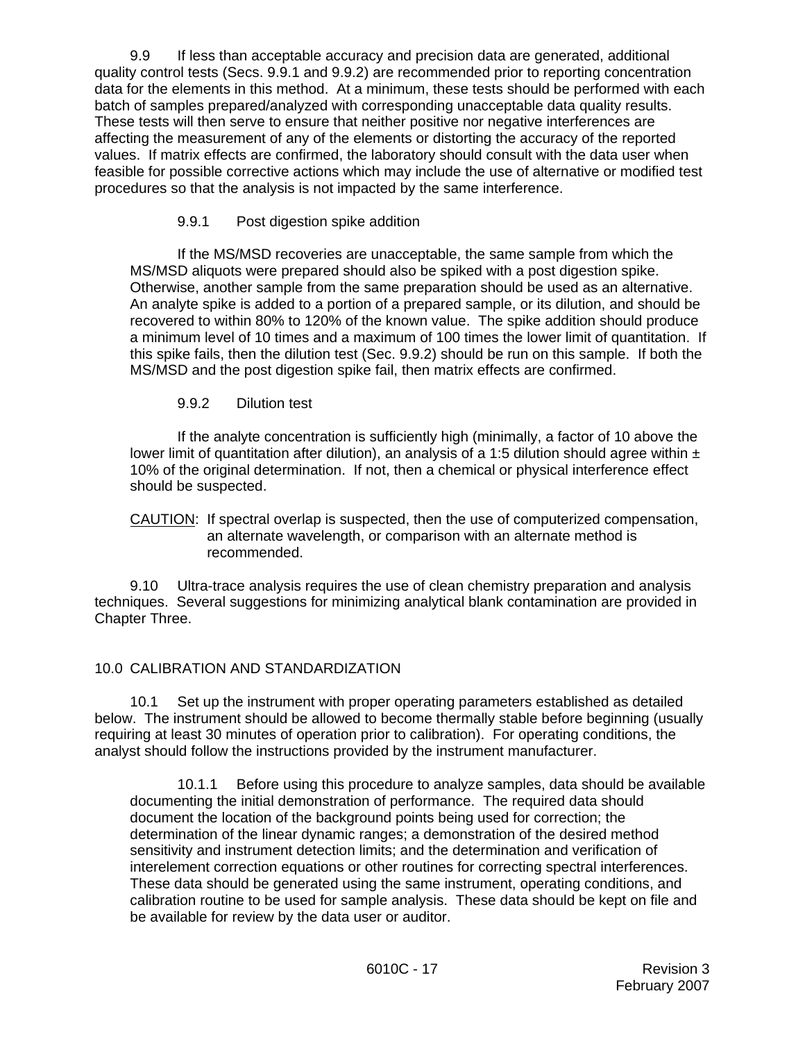9.9 If less than acceptable accuracy and precision data are generated, additional quality control tests (Secs. 9.9.1 and 9.9.2) are recommended prior to reporting concentration data for the elements in this method. At a minimum, these tests should be performed with each batch of samples prepared/analyzed with corresponding unacceptable data quality results. These tests will then serve to ensure that neither positive nor negative interferences are affecting the measurement of any of the elements or distorting the accuracy of the reported values. If matrix effects are confirmed, the laboratory should consult with the data user when feasible for possible corrective actions which may include the use of alternative or modified test procedures so that the analysis is not impacted by the same interference.

9.9.1 Post digestion spike addition

If the MS/MSD recoveries are unacceptable, the same sample from which the MS/MSD aliquots were prepared should also be spiked with a post digestion spike. Otherwise, another sample from the same preparation should be used as an alternative. An analyte spike is added to a portion of a prepared sample, or its dilution, and should be recovered to within 80% to 120% of the known value. The spike addition should produce a minimum level of 10 times and a maximum of 100 times the lower limit of quantitation. If this spike fails, then the dilution test (Sec. 9.9.2) should be run on this sample. If both the MS/MSD and the post digestion spike fail, then matrix effects are confirmed.

9.9.2 Dilution test

If the analyte concentration is sufficiently high (minimally, a factor of 10 above the lower limit of quantitation after dilution), an analysis of a 1:5 dilution should agree within ± 10% of the original determination. If not, then a chemical or physical interference effect should be suspected.

CAUTION: If spectral overlap is suspected, then the use of computerized compensation, an alternate wavelength, or comparison with an alternate method is recommended.

9.10 Ultra-trace analysis requires the use of clean chemistry preparation and analysis techniques. Several suggestions for minimizing analytical blank contamination are provided in Chapter Three.

## 10.0 CALIBRATION AND STANDARDIZATION

10.1 Set up the instrument with proper operating parameters established as detailed below. The instrument should be allowed to become thermally stable before beginning (usually requiring at least 30 minutes of operation prior to calibration). For operating conditions, the analyst should follow the instructions provided by the instrument manufacturer.

10.1.1 Before using this procedure to analyze samples, data should be available documenting the initial demonstration of performance. The required data should document the location of the background points being used for correction; the determination of the linear dynamic ranges; a demonstration of the desired method sensitivity and instrument detection limits; and the determination and verification of interelement correction equations or other routines for correcting spectral interferences. These data should be generated using the same instrument, operating conditions, and calibration routine to be used for sample analysis. These data should be kept on file and be available for review by the data user or auditor.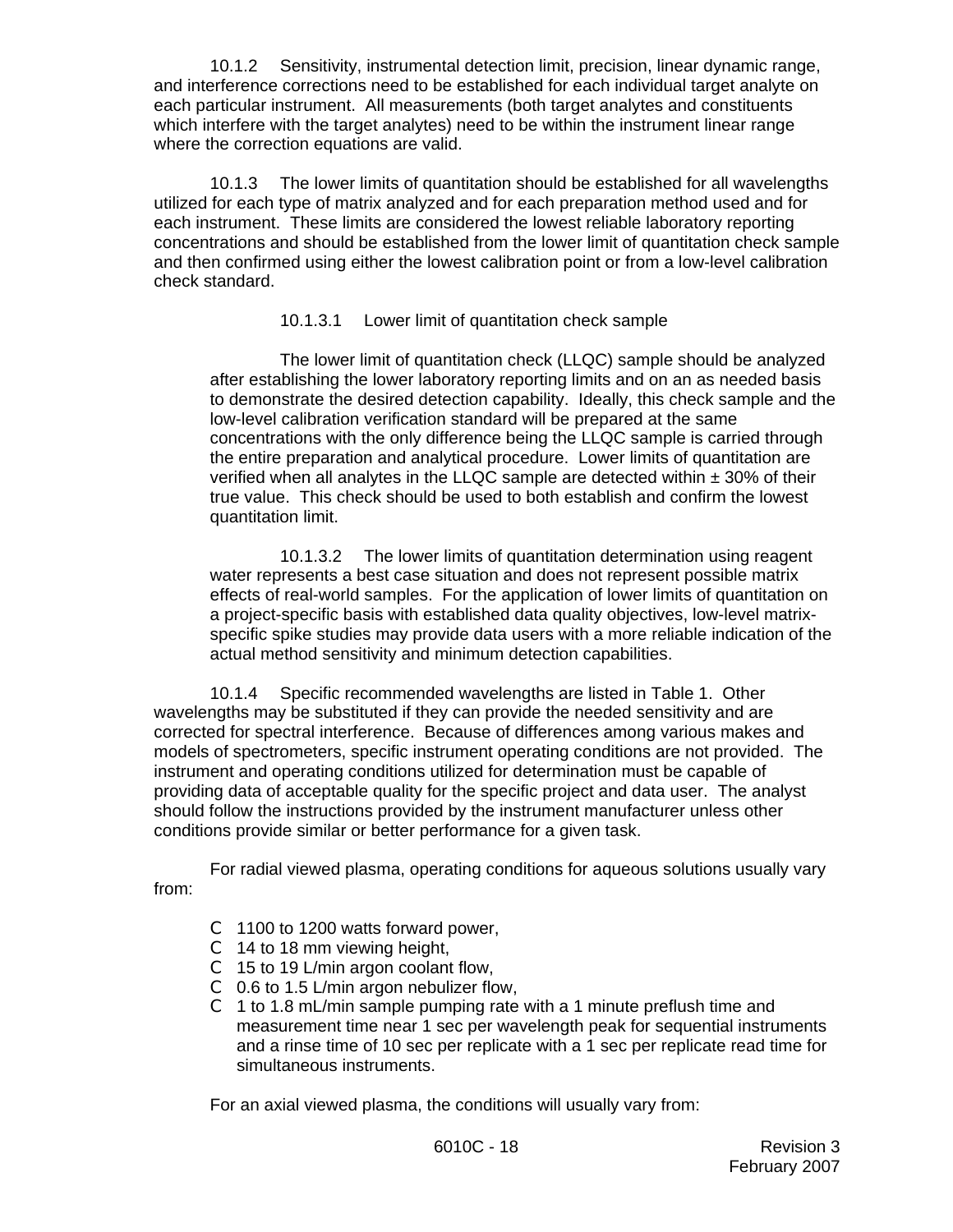10.1.2 Sensitivity, instrumental detection limit, precision, linear dynamic range, and interference corrections need to be established for each individual target analyte on each particular instrument. All measurements (both target analytes and constituents which interfere with the target analytes) need to be within the instrument linear range where the correction equations are valid.

10.1.3 The lower limits of quantitation should be established for all wavelengths utilized for each type of matrix analyzed and for each preparation method used and for each instrument. These limits are considered the lowest reliable laboratory reporting concentrations and should be established from the lower limit of quantitation check sample and then confirmed using either the lowest calibration point or from a low-level calibration check standard.

10.1.3.1 Lower limit of quantitation check sample

The lower limit of quantitation check (LLQC) sample should be analyzed after establishing the lower laboratory reporting limits and on an as needed basis to demonstrate the desired detection capability. Ideally, this check sample and the low-level calibration verification standard will be prepared at the same concentrations with the only difference being the LLQC sample is carried through the entire preparation and analytical procedure. Lower limits of quantitation are verified when all analytes in the LLQC sample are detected within ± 30% of their true value. This check should be used to both establish and confirm the lowest quantitation limit.

10.1.3.2 The lower limits of quantitation determination using reagent water represents a best case situation and does not represent possible matrix effects of real-world samples. For the application of lower limits of quantitation on a project-specific basis with established data quality objectives, low-level matrix-specific spike studies may provide data users with a more reliable indication of the actual method sensitivity and minimum detection capabilities.

10.1.4 Specific recommended wavelengths are listed in Table 1. Other wavelengths may be substituted if they can provide the needed sensitivity and are corrected for spectral interference. Because of differences among various makes and models of spectrometers, specific instrument operating conditions are not provided. The instrument and operating conditions utilized for determination must be capable of providing data of acceptable quality for the specific project and data user. The analyst should follow the instructions provided by the instrument manufacturer unless other conditions provide similar or better performance for a given task.

For radial viewed plasma, operating conditions for aqueous solutions usually vary from:

- 1100 to 1200 watts forward power,
- 14 to 18 mm viewing height,
- 15 to 19 L/min argon coolant flow,
- 0.6 to 1.5 L/min argon nebulizer flow,
- 1 to 1.8 mL/min sample pumping rate with a 1 minute preflush time and measurement time near 1 sec per wavelength peak for sequential instruments and a rinse time of 10 sec per replicate with a 1 sec per replicate read time for simultaneous instruments.

For an axial viewed plasma, the conditions will usually vary from: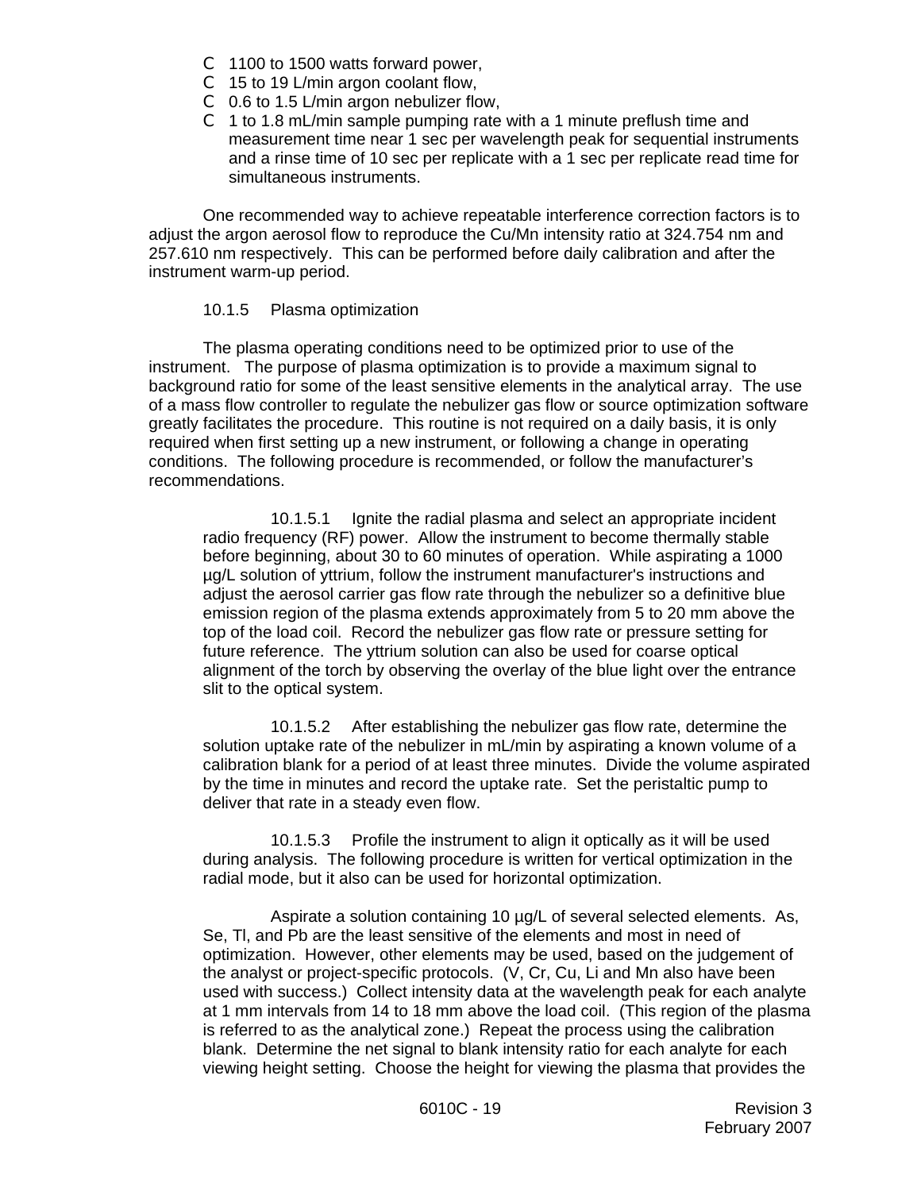- 1100 to 1500 watts forward power,
- 15 to 19 L/min argon coolant flow,
- 0.6 to 1.5 L/min argon nebulizer flow,
- 1 to 1.8 mL/min sample pumping rate with a 1 minute preflush time and measurement time near 1 sec per wavelength peak for sequential instruments and a rinse time of 10 sec per replicate with a 1 sec per replicate read time for simultaneous instruments.

One recommended way to achieve repeatable interference correction factors is to adjust the argon aerosol flow to reproduce the Cu/Mn intensity ratio at 324.754 nm and 257.610 nm respectively. This can be performed before daily calibration and after the instrument warm-up period.

10.1.5 Plasma optimization

The plasma operating conditions need to be optimized prior to use of the instrument. The purpose of plasma optimization is to provide a maximum signal to background ratio for some of the least sensitive elements in the analytical array. The use of a mass flow controller to regulate the nebulizer gas flow or source optimization software greatly facilitates the procedure. This routine is not required on a daily basis, it is only required when first setting up a new instrument, or following a change in operating conditions. The following procedure is recommended, or follow the manufacturer's recommendations.

10.1.5.1 Ignite the radial plasma and select an appropriate incident radio frequency (RF) power. Allow the instrument to become thermally stable before beginning, about 30 to 60 minutes of operation. While aspirating a 1000 µg/L solution of yttrium, follow the instrument manufacturer's instructions and adjust the aerosol carrier gas flow rate through the nebulizer so a definitive blue emission region of the plasma extends approximately from 5 to 20 mm above the top of the load coil. Record the nebulizer gas flow rate or pressure setting for future reference. The yttrium solution can also be used for coarse optical alignment of the torch by observing the overlay of the blue light over the entrance slit to the optical system.

10.1.5.2 After establishing the nebulizer gas flow rate, determine the solution uptake rate of the nebulizer in mL/min by aspirating a known volume of a calibration blank for a period of at least three minutes. Divide the volume aspirated by the time in minutes and record the uptake rate. Set the peristaltic pump to deliver that rate in a steady even flow.

10.1.5.3 Profile the instrument to align it optically as it will be used during analysis. The following procedure is written for vertical optimization in the radial mode, but it also can be used for horizontal optimization.

Aspirate a solution containing 10 µg/L of several selected elements. As, Se, Tl, and Pb are the least sensitive of the elements and most in need of optimization. However, other elements may be used, based on the judgement of the analyst or project-specific protocols. (V, Cr, Cu, Li and Mn also have been used with success.) Collect intensity data at the wavelength peak for each analyte at 1 mm intervals from 14 to 18 mm above the load coil. (This region of the plasma is referred to as the analytical zone.) Repeat the process using the calibration blank. Determine the net signal to blank intensity ratio for each analyte for each viewing height setting. Choose the height for viewing the plasma that provides the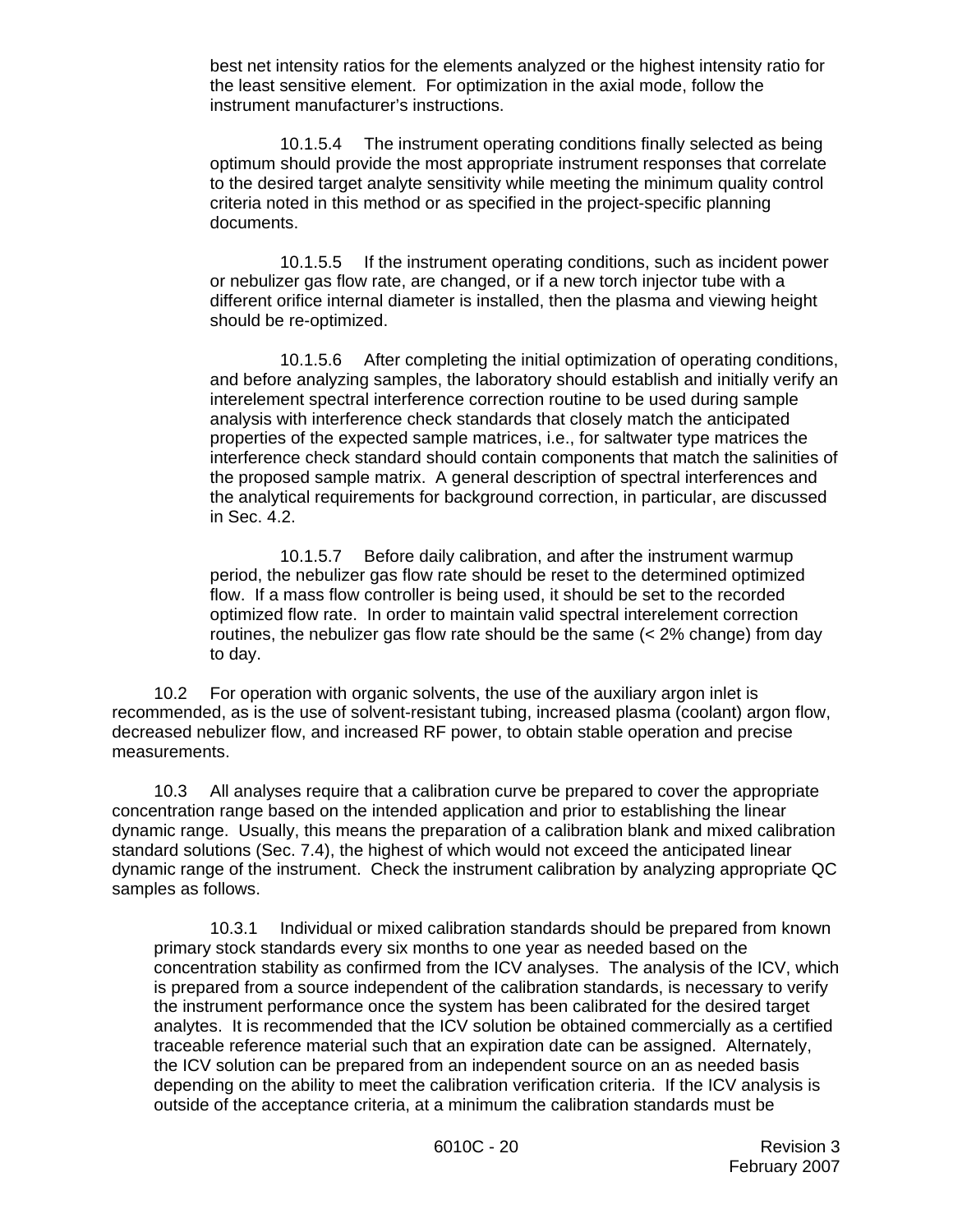best net intensity ratios for the elements analyzed or the highest intensity ratio for the least sensitive element. For optimization in the axial mode, follow the instrument manufacturer's instructions.

10.1.5.4 The instrument operating conditions finally selected as being optimum should provide the most appropriate instrument responses that correlate to the desired target analyte sensitivity while meeting the minimum quality control criteria noted in this method or as specified in the project-specific planning documents.

10.1.5.5 If the instrument operating conditions, such as incident power or nebulizer gas flow rate, are changed, or if a new torch injector tube with a different orifice internal diameter is installed, then the plasma and viewing height should be re-optimized.

10.1.5.6 After completing the initial optimization of operating conditions, and before analyzing samples, the laboratory should establish and initially verify an interelement spectral interference correction routine to be used during sample analysis with interference check standards that closely match the anticipated properties of the expected sample matrices, i.e., for saltwater type matrices the interference check standard should contain components that match the salinities of the proposed sample matrix. A general description of spectral interferences and the analytical requirements for background correction, in particular, are discussed in Sec. 4.2.

10.1.5.7 Before daily calibration, and after the instrument warmup period, the nebulizer gas flow rate should be reset to the determined optimized flow. If a mass flow controller is being used, it should be set to the recorded optimized flow rate. In order to maintain valid spectral interelement correction routines, the nebulizer gas flow rate should be the same (< 2% change) from day to day.

10.2 For operation with organic solvents, the use of the auxiliary argon inlet is recommended, as is the use of solvent-resistant tubing, increased plasma (coolant) argon flow, decreased nebulizer flow, and increased RF power, to obtain stable operation and precise measurements.

10.3 All analyses require that a calibration curve be prepared to cover the appropriate concentration range based on the intended application and prior to establishing the linear dynamic range. Usually, this means the preparation of a calibration blank and mixed calibration standard solutions (Sec. 7.4), the highest of which would not exceed the anticipated linear dynamic range of the instrument. Check the instrument calibration by analyzing appropriate QC samples as follows.

10.3.1 Individual or mixed calibration standards should be prepared from known primary stock standards every six months to one year as needed based on the concentration stability as confirmed from the ICV analyses. The analysis of the ICV, which is prepared from a source independent of the calibration standards, is necessary to verify the instrument performance once the system has been calibrated for the desired target analytes. It is recommended that the ICV solution be obtained commercially as a certified traceable reference material such that an expiration date can be assigned. Alternately, the ICV solution can be prepared from an independent source on an as needed basis depending on the ability to meet the calibration verification criteria. If the ICV analysis is outside of the acceptance criteria, at a minimum the calibration standards must be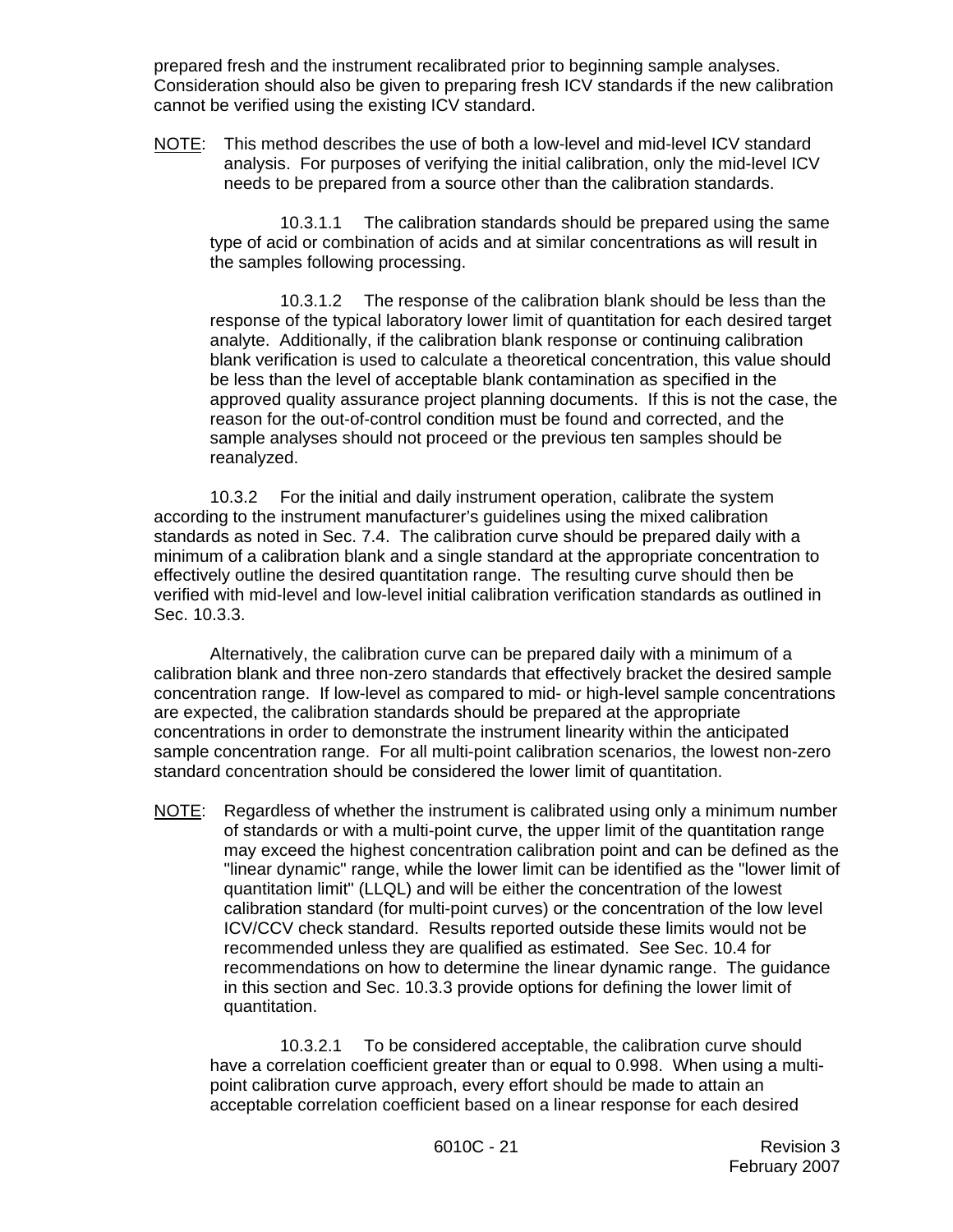prepared fresh and the instrument recalibrated prior to beginning sample analyses. Consideration should also be given to preparing fresh ICV standards if the new calibration cannot be verified using the existing ICV standard.

NOTE: This method describes the use of both a low-level and mid-level ICV standard analysis. For purposes of verifying the initial calibration, only the mid-level ICV needs to be prepared from a source other than the calibration standards.

10.3.1.1 The calibration standards should be prepared using the same type of acid or combination of acids and at similar concentrations as will result in the samples following processing.

10.3.1.2 The response of the calibration blank should be less than the response of the typical laboratory lower limit of quantitation for each desired target analyte. Additionally, if the calibration blank response or continuing calibration blank verification is used to calculate a theoretical concentration, this value should be less than the level of acceptable blank contamination as specified in the approved quality assurance project planning documents. If this is not the case, the reason for the out-of-control condition must be found and corrected, and the sample analyses should not proceed or the previous ten samples should be reanalyzed.

10.3.2 For the initial and daily instrument operation, calibrate the system according to the instrument manufacturer's guidelines using the mixed calibration standards as noted in Sec. 7.4. The calibration curve should be prepared daily with a minimum of a calibration blank and a single standard at the appropriate concentration to effectively outline the desired quantitation range. The resulting curve should then be verified with mid-level and low-level initial calibration verification standards as outlined in Sec. 10.3.3.

Alternatively, the calibration curve can be prepared daily with a minimum of a calibration blank and three non-zero standards that effectively bracket the desired sample concentration range. If low-level as compared to mid- or high-level sample concentrations are expected, the calibration standards should be prepared at the appropriate concentrations in order to demonstrate the instrument linearity within the anticipated sample concentration range. For all multi-point calibration scenarios, the lowest non-zero standard concentration should be considered the lower limit of quantitation.

NOTE: Regardless of whether the instrument is calibrated using only a minimum number of standards or with a multi-point curve, the upper limit of the quantitation range may exceed the highest concentration calibration point and can be defined as the "linear dynamic" range, while the lower limit can be identified as the "lower limit of quantitation limit" (LLQL) and will be either the concentration of the lowest calibration standard (for multi-point curves) or the concentration of the low level ICV/CCV check standard. Results reported outside these limits would not be recommended unless they are qualified as estimated. See Sec. 10.4 for recommendations on how to determine the linear dynamic range. The guidance in this section and Sec. 10.3.3 provide options for defining the lower limit of quantitation.

10.3.2.1 To be considered acceptable, the calibration curve should have a correlation coefficient greater than or equal to 0.998. When using a multi-point calibration curve approach, every effort should be made to attain an acceptable correlation coefficient based on a linear response for each desired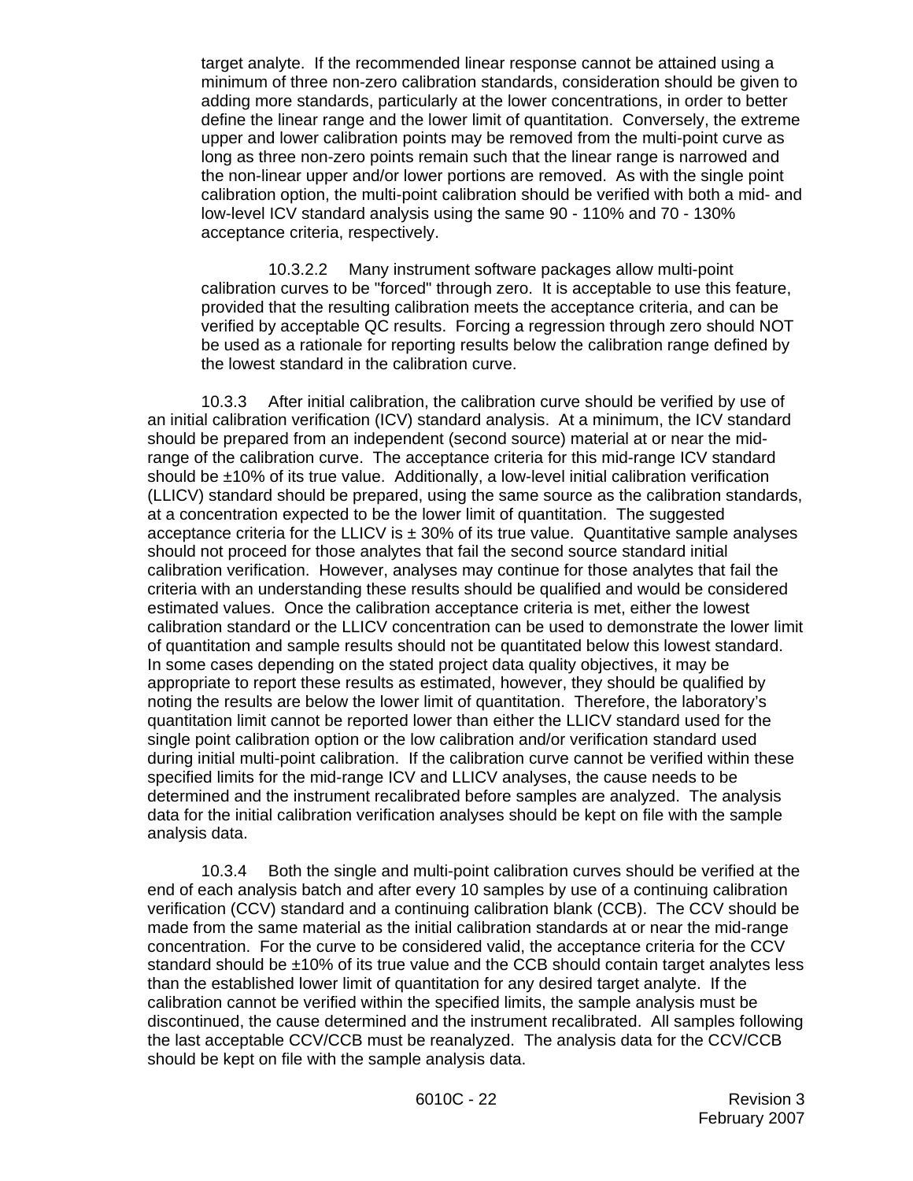target analyte. If the recommended linear response cannot be attained using a minimum of three non-zero calibration standards, consideration should be given to adding more standards, particularly at the lower concentrations, in order to better define the linear range and the lower limit of quantitation. Conversely, the extreme upper and lower calibration points may be removed from the multi-point curve as long as three non-zero points remain such that the linear range is narrowed and the non-linear upper and/or lower portions are removed. As with the single point calibration option, the multi-point calibration should be verified with both a mid- and low-level ICV standard analysis using the same 90 - 110% and 70 - 130% acceptance criteria, respectively.

10.3.2.2 Many instrument software packages allow multi-point calibration curves to be "forced" through zero. It is acceptable to use this feature, provided that the resulting calibration meets the acceptance criteria, and can be verified by acceptable QC results. Forcing a regression through zero should NOT be used as a rationale for reporting results below the calibration range defined by the lowest standard in the calibration curve.

10.3.3 After initial calibration, the calibration curve should be verified by use of an initial calibration verification (ICV) standard analysis. At a minimum, the ICV standard should be prepared from an independent (second source) material at or near the mid-range of the calibration curve. The acceptance criteria for this mid-range ICV standard should be ±10% of its true value. Additionally, a low-level initial calibration verification (LLICV) standard should be prepared, using the same source as the calibration standards, at a concentration expected to be the lower limit of quantitation. The suggested acceptance criteria for the LLICV is ± 30% of its true value. Quantitative sample analyses should not proceed for those analytes that fail the second source standard initial calibration verification. However, analyses may continue for those analytes that fail the criteria with an understanding these results should be qualified and would be considered estimated values. Once the calibration acceptance criteria is met, either the lowest calibration standard or the LLICV concentration can be used to demonstrate the lower limit of quantitation and sample results should not be quantitated below this lowest standard. In some cases depending on the stated project data quality objectives, it may be appropriate to report these results as estimated, however, they should be qualified by noting the results are below the lower limit of quantitation. Therefore, the laboratory's quantitation limit cannot be reported lower than either the LLICV standard used for the single point calibration option or the low calibration and/or verification standard used during initial multi-point calibration. If the calibration curve cannot be verified within these specified limits for the mid-range ICV and LLICV analyses, the cause needs to be determined and the instrument recalibrated before samples are analyzed. The analysis data for the initial calibration verification analyses should be kept on file with the sample analysis data.

10.3.4 Both the single and multi-point calibration curves should be verified at the end of each analysis batch and after every 10 samples by use of a continuing calibration verification (CCV) standard and a continuing calibration blank (CCB). The CCV should be made from the same material as the initial calibration standards at or near the mid-range concentration. For the curve to be considered valid, the acceptance criteria for the CCV standard should be ±10% of its true value and the CCB should contain target analytes less than the established lower limit of quantitation for any desired target analyte. If the calibration cannot be verified within the specified limits, the sample analysis must be discontinued, the cause determined and the instrument recalibrated. All samples following the last acceptable CCV/CCB must be reanalyzed. The analysis data for the CCV/CCB should be kept on file with the sample analysis data.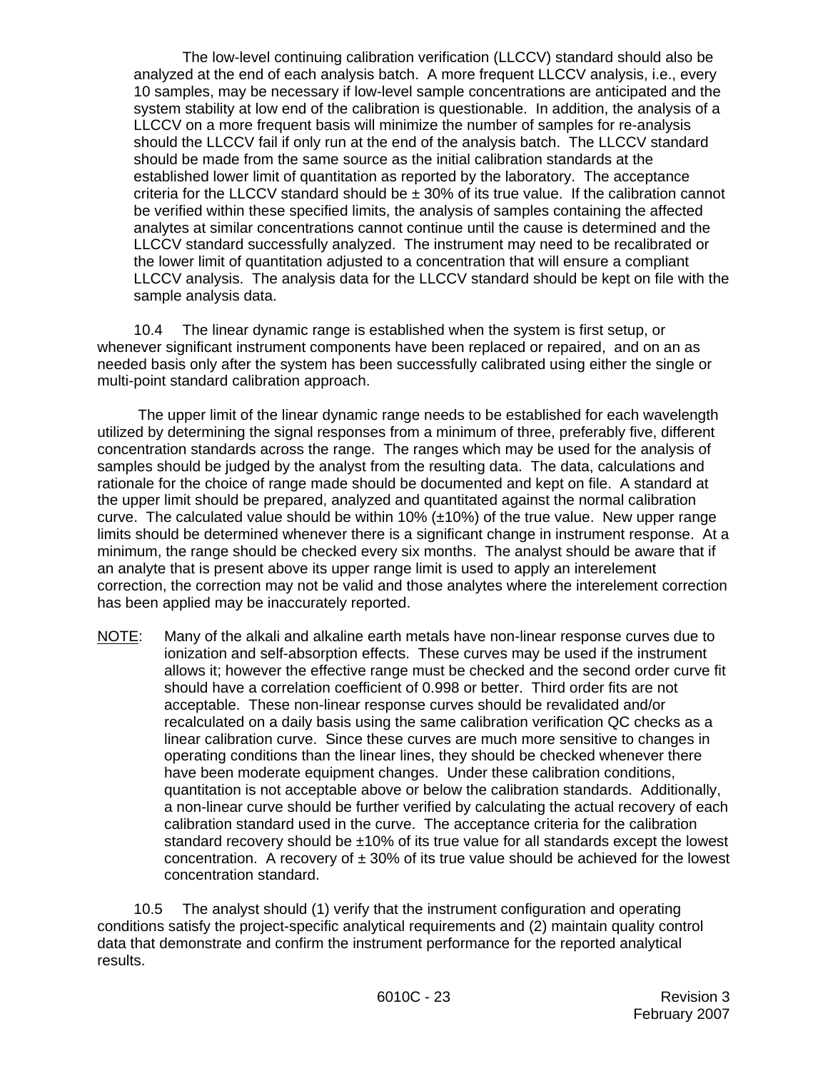The low-level continuing calibration verification (LLCCV) standard should also be analyzed at the end of each analysis batch. A more frequent LLCCV analysis, i.e., every 10 samples, may be necessary if low-level sample concentrations are anticipated and the system stability at low end of the calibration is questionable. In addition, the analysis of a LLCCV on a more frequent basis will minimize the number of samples for re-analysis should the LLCCV fail if only run at the end of the analysis batch. The LLCCV standard should be made from the same source as the initial calibration standards at the established lower limit of quantitation as reported by the laboratory. The acceptance criteria for the LLCCV standard should be ± 30% of its true value. If the calibration cannot be verified within these specified limits, the analysis of samples containing the affected analytes at similar concentrations cannot continue until the cause is determined and the LLCCV standard successfully analyzed. The instrument may need to be recalibrated or the lower limit of quantitation adjusted to a concentration that will ensure a compliant LLCCV analysis. The analysis data for the LLCCV standard should be kept on file with the sample analysis data.

10.4 The linear dynamic range is established when the system is first setup, or whenever significant instrument components have been replaced or repaired, and on an as needed basis only after the system has been successfully calibrated using either the single or multi-point standard calibration approach.

The upper limit of the linear dynamic range needs to be established for each wavelength utilized by determining the signal responses from a minimum of three, preferably five, different concentration standards across the range. The ranges which may be used for the analysis of samples should be judged by the analyst from the resulting data. The data, calculations and rationale for the choice of range made should be documented and kept on file. A standard at the upper limit should be prepared, analyzed and quantitated against the normal calibration curve. The calculated value should be within 10% (±10%) of the true value. New upper range limits should be determined whenever there is a significant change in instrument response. At a minimum, the range should be checked every six months. The analyst should be aware that if an analyte that is present above its upper range limit is used to apply an interelement correction, the correction may not be valid and those analytes where the interelement correction has been applied may be inaccurately reported.

NOTE: Many of the alkali and alkaline earth metals have non-linear response curves due to ionization and self-absorption effects. These curves may be used if the instrument allows it; however the effective range must be checked and the second order curve fit should have a correlation coefficient of 0.998 or better. Third order fits are not acceptable. These non-linear response curves should be revalidated and/or recalculated on a daily basis using the same calibration verification QC checks as a linear calibration curve. Since these curves are much more sensitive to changes in operating conditions than the linear lines, they should be checked whenever there have been moderate equipment changes. Under these calibration conditions, quantitation is not acceptable above or below the calibration standards. Additionally, a non-linear curve should be further verified by calculating the actual recovery of each calibration standard used in the curve. The acceptance criteria for the calibration standard recovery should be ±10% of its true value for all standards except the lowest concentration. A recovery of ± 30% of its true value should be achieved for the lowest concentration standard.

10.5 The analyst should (1) verify that the instrument configuration and operating conditions satisfy the project-specific analytical requirements and (2) maintain quality control data that demonstrate and confirm the instrument performance for the reported analytical results.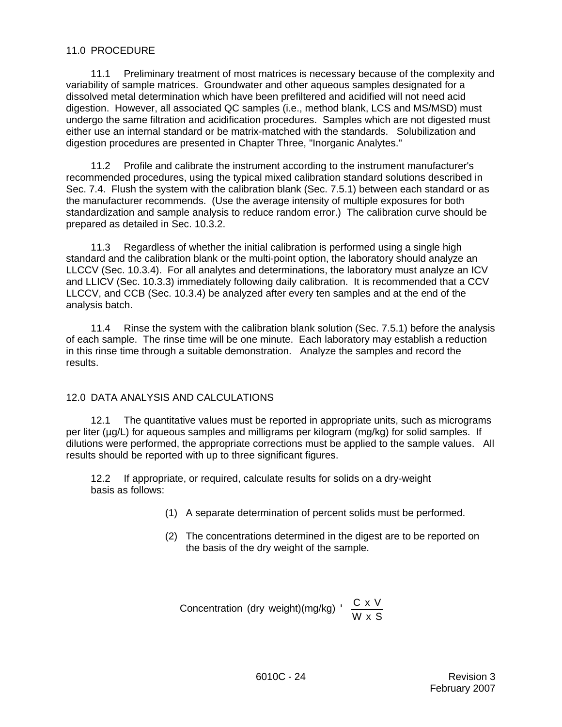## 11.0 PROCEDURE

11.1 Preliminary treatment of most matrices is necessary because of the complexity and variability of sample matrices. Groundwater and other aqueous samples designated for a dissolved metal determination which have been prefiltered and acidified will not need acid digestion. However, all associated QC samples (i.e., method blank, LCS and MS/MSD) must undergo the same filtration and acidification procedures. Samples which are not digested must either use an internal standard or be matrix-matched with the standards. Solubilization and digestion procedures are presented in Chapter Three, "Inorganic Analytes."

11.2 Profile and calibrate the instrument according to the instrument manufacturer's recommended procedures, using the typical mixed calibration standard solutions described in Sec. 7.4. Flush the system with the calibration blank (Sec. 7.5.1) between each standard or as the manufacturer recommends. (Use the average intensity of multiple exposures for both standardization and sample analysis to reduce random error.) The calibration curve should be prepared as detailed in Sec. 10.3.2.

11.3 Regardless of whether the initial calibration is performed using a single high standard and the calibration blank or the multi-point option, the laboratory should analyze an LLCCV (Sec. 10.3.4). For all analytes and determinations, the laboratory must analyze an ICV and LLICV (Sec. 10.3.3) immediately following daily calibration. It is recommended that a CCV LLCCV, and CCB (Sec. 10.3.4) be analyzed after every ten samples and at the end of the analysis batch.

11.4 Rinse the system with the calibration blank solution (Sec. 7.5.1) before the analysis of each sample. The rinse time will be one minute. Each laboratory may establish a reduction in this rinse time through a suitable demonstration. Analyze the samples and record the results.

## 12.0 DATA ANALYSIS AND CALCULATIONS

12.1 The quantitative values must be reported in appropriate units, such as micrograms per liter (µg/L) for aqueous samples and milligrams per kilogram (mg/kg) for solid samples. If dilutions were performed, the appropriate corrections must be applied to the sample values. All results should be reported with up to three significant figures.

12.2 If appropriate, or required, calculate results for solids on a dry-weight basis as follows:

(1) A separate determination of percent solids must be performed.

(2) The concentrations determined in the digest are to be reported on the basis of the dry weight of the sample.

$$\text{Concentration (dry weight)(mg/kg)} = \frac{C \times V}{W \times S}$$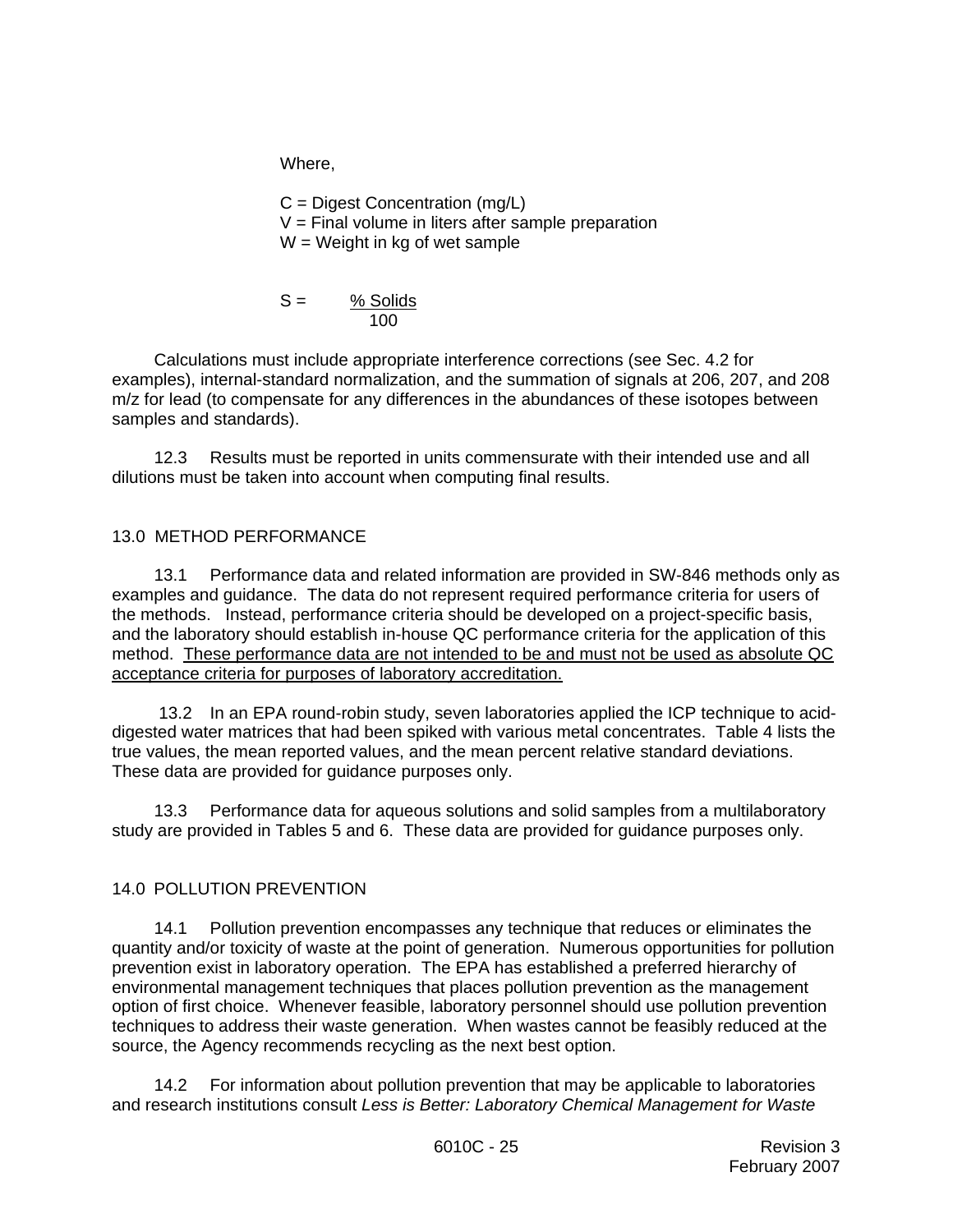Where,

C = Digest Concentration (mg/L)
V = Final volume in liters after sample preparation
W = Weight in kg of wet sample

$$S = \frac{\%\ Solids}{100}$$

Calculations must include appropriate interference corrections (see Sec. 4.2 for examples), internal-standard normalization, and the summation of signals at 206, 207, and 208 m/z for lead (to compensate for any differences in the abundances of these isotopes between samples and standards).

12.3 Results must be reported in units commensurate with their intended use and all dilutions must be taken into account when computing final results.

## 13.0 METHOD PERFORMANCE

13.1 Performance data and related information are provided in SW-846 methods only as examples and guidance. The data do not represent required performance criteria for users of the methods. Instead, performance criteria should be developed on a project-specific basis, and the laboratory should establish in-house QC performance criteria for the application of this method. <u>These performance data are not intended to be and must not be used as absolute QC acceptance criteria for purposes of laboratory accreditation.</u>

13.2 In an EPA round-robin study, seven laboratories applied the ICP technique to acid-digested water matrices that had been spiked with various metal concentrates. Table 4 lists the true values, the mean reported values, and the mean percent relative standard deviations. These data are provided for guidance purposes only.

13.3 Performance data for aqueous solutions and solid samples from a multilaboratory study are provided in Tables 5 and 6. These data are provided for guidance purposes only.

## 14.0 POLLUTION PREVENTION

14.1 Pollution prevention encompasses any technique that reduces or eliminates the quantity and/or toxicity of waste at the point of generation. Numerous opportunities for pollution prevention exist in laboratory operation. The EPA has established a preferred hierarchy of environmental management techniques that places pollution prevention as the management option of first choice. Whenever feasible, laboratory personnel should use pollution prevention techniques to address their waste generation. When wastes cannot be feasibly reduced at the source, the Agency recommends recycling as the next best option.

14.2 For information about pollution prevention that may be applicable to laboratories and research institutions consult *Less is Better: Laboratory Chemical Management for Waste*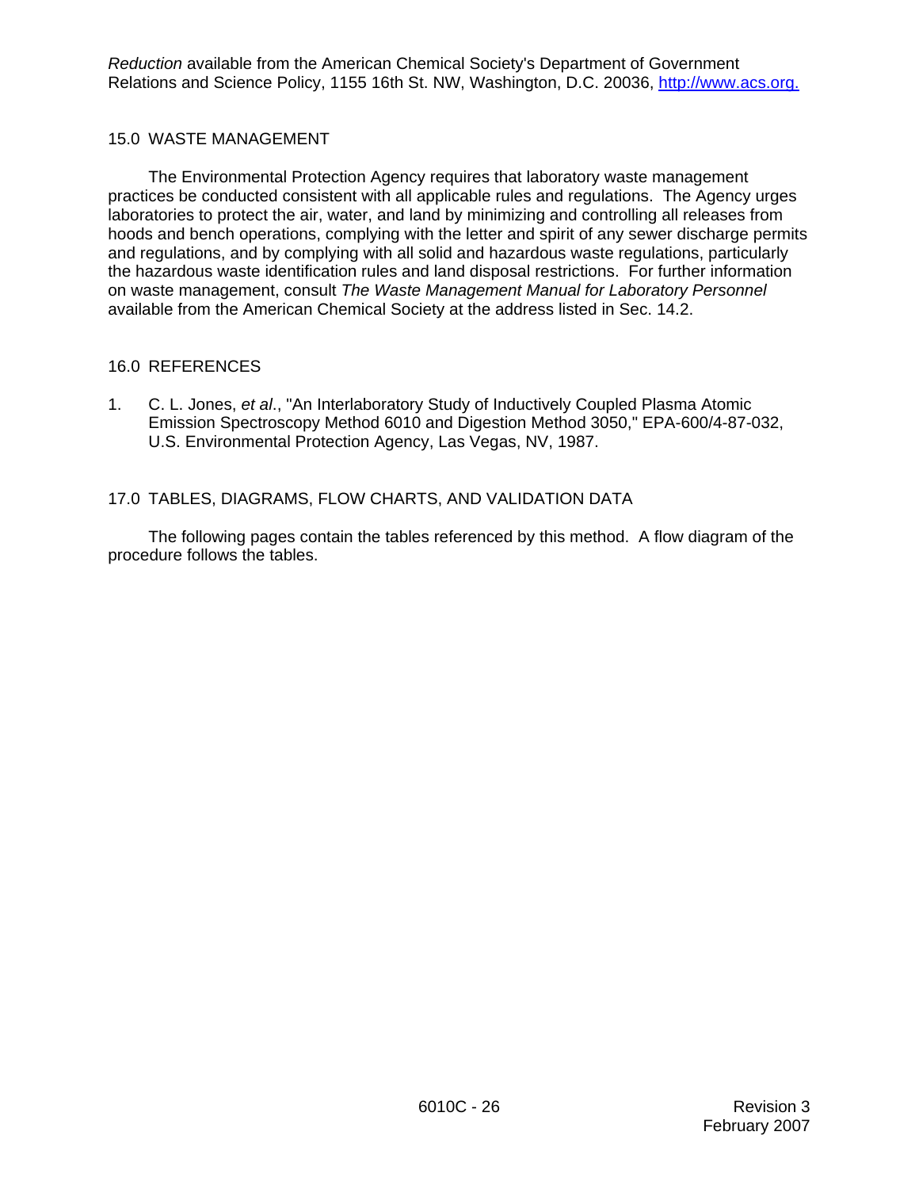*Reduction* available from the American Chemical Society's Department of Government Relations and Science Policy, 1155 16th St. NW, Washington, D.C. 20036, http://www.acs.org.

## 15.0 WASTE MANAGEMENT

The Environmental Protection Agency requires that laboratory waste management practices be conducted consistent with all applicable rules and regulations. The Agency urges laboratories to protect the air, water, and land by minimizing and controlling all releases from hoods and bench operations, complying with the letter and spirit of any sewer discharge permits and regulations, and by complying with all solid and hazardous waste regulations, particularly the hazardous waste identification rules and land disposal restrictions. For further information on waste management, consult *The Waste Management Manual for Laboratory Personnel* available from the American Chemical Society at the address listed in Sec. 14.2.

## 16.0 REFERENCES

1. C. L. Jones, *et al*., "An Interlaboratory Study of Inductively Coupled Plasma Atomic Emission Spectroscopy Method 6010 and Digestion Method 3050," EPA-600/4-87-032, U.S. Environmental Protection Agency, Las Vegas, NV, 1987.

## 17.0 TABLES, DIAGRAMS, FLOW CHARTS, AND VALIDATION DATA

The following pages contain the tables referenced by this method. A flow diagram of the procedure follows the tables.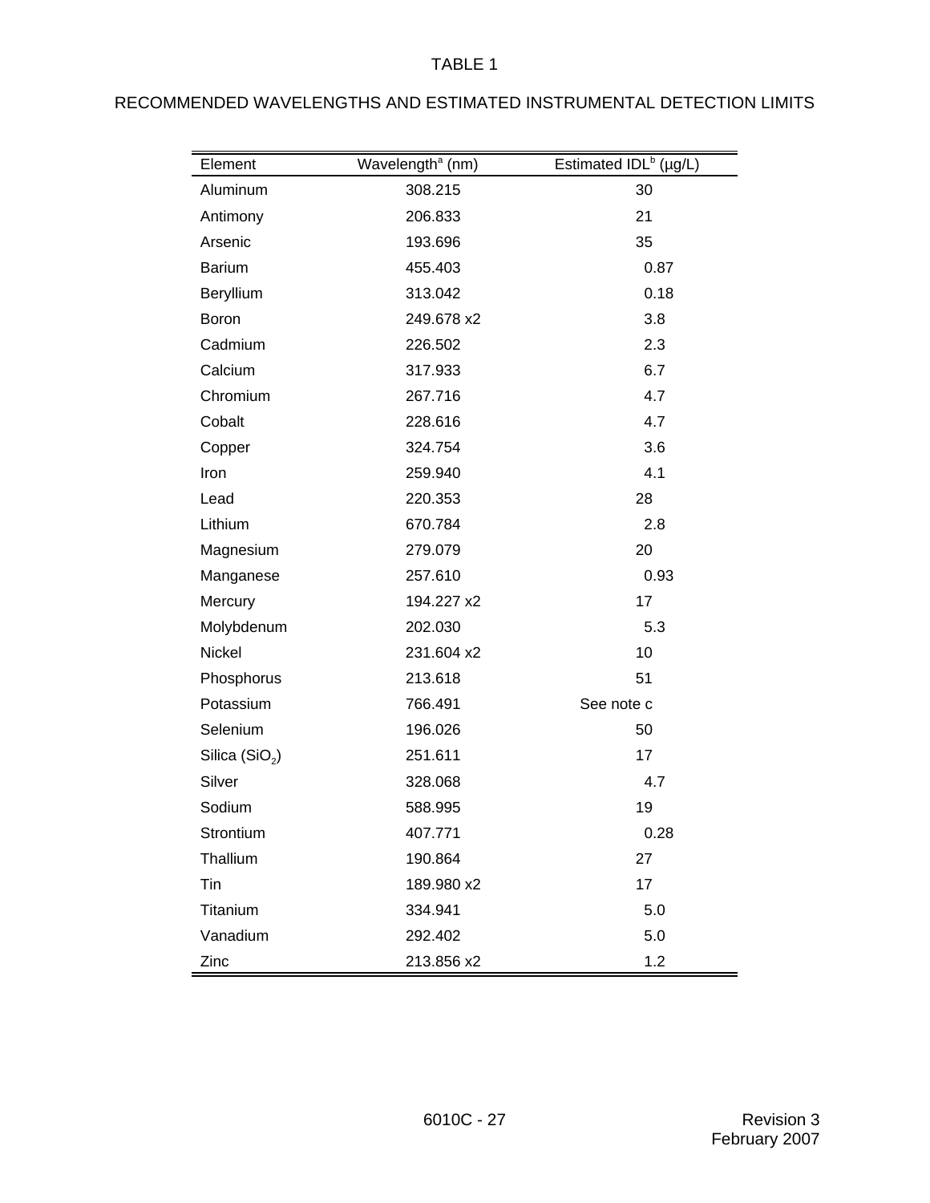TABLE 1

RECOMMENDED WAVELENGTHS AND ESTIMATED INSTRUMENTAL DETECTION LIMITS

| Element | Wavelength[a] (nm) | Estimated IDL[b] (µg/L) |
|---|---|---|
| Aluminum | 308.215 | 30 |
| Antimony | 206.833 | 21 |
| Arsenic | 193.696 | 35 |
| Barium | 455.403 | 0.87 |
| Beryllium | 313.042 | 0.18 |
| Boron | 249.678 x2 | 3.8 |
| Cadmium | 226.502 | 2.3 |
| Calcium | 317.933 | 6.7 |
| Chromium | 267.716 | 4.7 |
| Cobalt | 228.616 | 4.7 |
| Copper | 324.754 | 3.6 |
| Iron | 259.940 | 4.1 |
| Lead | 220.353 | 28 |
| Lithium | 670.784 | 2.8 |
| Magnesium | 279.079 | 20 |
| Manganese | 257.610 | 0.93 |
| Mercury | 194.227 x2 | 17 |
| Molybdenum | 202.030 | 5.3 |
| Nickel | 231.604 x2 | 10 |
| Phosphorus | 213.618 | 51 |
| Potassium | 766.491 | See note c |
| Selenium | 196.026 | 50 |
| Silica ($SiO_2$) | 251.611 | 17 |
| Silver | 328.068 | 4.7 |
| Sodium | 588.995 | 19 |
| Strontium | 407.771 | 0.28 |
| Thallium | 190.864 | 27 |
| Tin | 189.980 x2 | 17 |
| Titanium | 334.941 | 5.0 |
| Vanadium | 292.402 | 5.0 |
| Zinc | 213.856 x2 | 1.2 |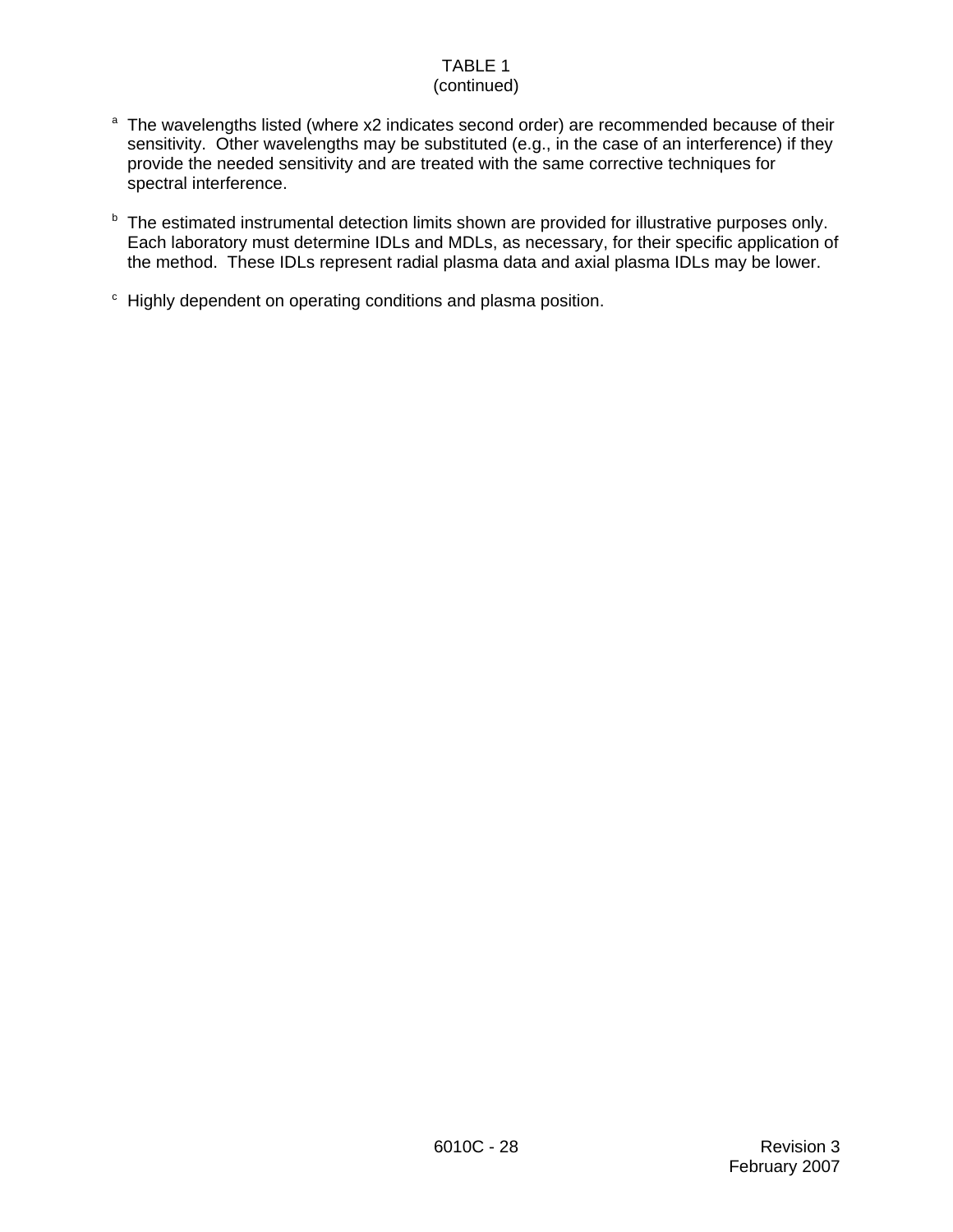TABLE 1
(continued)

[a] The wavelengths listed (where x2 indicates second order) are recommended because of their sensitivity. Other wavelengths may be substituted (e.g., in the case of an interference) if they provide the needed sensitivity and are treated with the same corrective techniques for spectral interference.

[b] The estimated instrumental detection limits shown are provided for illustrative purposes only. Each laboratory must determine IDLs and MDLs, as necessary, for their specific application of the method. These IDLs represent radial plasma data and axial plasma IDLs may be lower.

[c] Highly dependent on operating conditions and plasma position.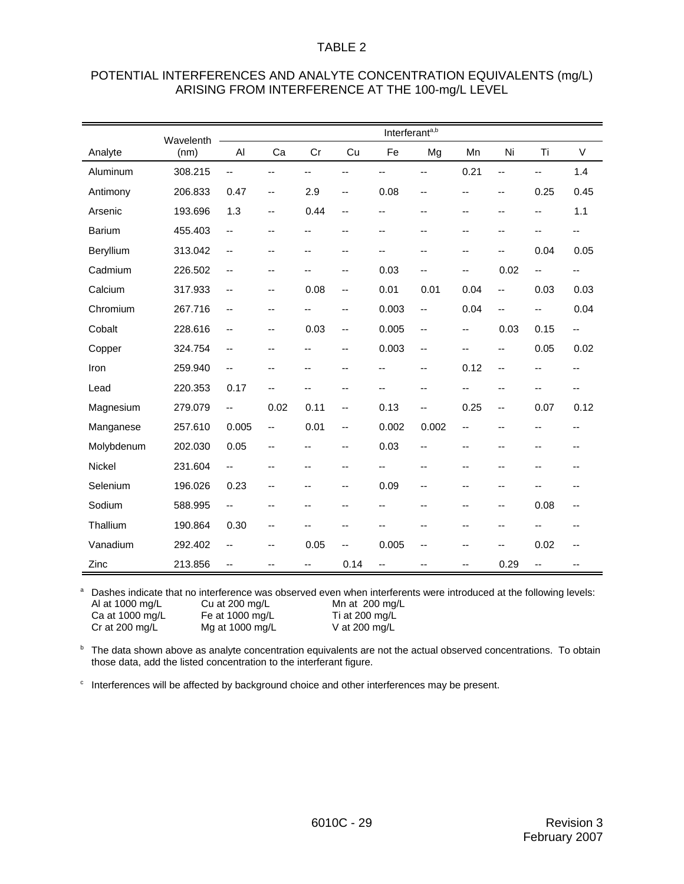TABLE 2

POTENTIAL INTERFERENCES AND ANALYTE CONCENTRATION EQUIVALENTS (mg/L) ARISING FROM INTERFERENCE AT THE 100-mg/L LEVEL

| Analyte | Wavelenth (nm) | Interferant[a,b] | | | | | | | | | |
|---|---|---|---|---|---|---|---|---|---|---|---|
| | | Al | Ca | Cr | Cu | Fe | Mg | Mn | Ni | Ti | V |
| Aluminum | 308.215 | -- | -- | -- | -- | -- | -- | 0.21 | -- | -- | 1.4 |
| Antimony | 206.833 | 0.47 | -- | 2.9 | -- | 0.08 | -- | -- | -- | 0.25 | 0.45 |
| Arsenic | 193.696 | 1.3 | -- | 0.44 | -- | -- | -- | -- | -- | -- | 1.1 |
| Barium | 455.403 | -- | -- | -- | -- | -- | -- | -- | -- | -- | -- |
| Beryllium | 313.042 | -- | -- | -- | -- | -- | -- | -- | -- | 0.04 | 0.05 |
| Cadmium | 226.502 | -- | -- | -- | -- | 0.03 | -- | -- | 0.02 | -- | -- |
| Calcium | 317.933 | -- | -- | 0.08 | -- | 0.01 | 0.01 | 0.04 | -- | 0.03 | 0.03 |
| Chromium | 267.716 | -- | -- | -- | -- | 0.003 | -- | 0.04 | -- | -- | 0.04 |
| Cobalt | 228.616 | -- | -- | 0.03 | -- | 0.005 | -- | -- | 0.03 | 0.15 | -- |
| Copper | 324.754 | -- | -- | -- | -- | 0.003 | -- | -- | -- | 0.05 | 0.02 |
| Iron | 259.940 | -- | -- | -- | -- | -- | -- | 0.12 | -- | -- | -- |
| Lead | 220.353 | 0.17 | -- | -- | -- | -- | -- | -- | -- | -- | -- |
| Magnesium | 279.079 | -- | 0.02 | 0.11 | -- | 0.13 | -- | 0.25 | -- | 0.07 | 0.12 |
| Manganese | 257.610 | 0.005 | -- | 0.01 | -- | 0.002 | 0.002 | -- | -- | -- | -- |
| Molybdenum | 202.030 | 0.05 | -- | -- | -- | 0.03 | -- | -- | -- | -- | -- |
| Nickel | 231.604 | -- | -- | -- | -- | -- | -- | -- | -- | -- | -- |
| Selenium | 196.026 | 0.23 | -- | -- | -- | 0.09 | -- | -- | -- | -- | -- |
| Sodium | 588.995 | -- | -- | -- | -- | -- | -- | -- | -- | 0.08 | -- |
| Thallium | 190.864 | 0.30 | -- | -- | -- | -- | -- | -- | -- | -- | -- |
| Vanadium | 292.402 | -- | -- | 0.05 | -- | 0.005 | -- | -- | -- | 0.02 | -- |
| Zinc | 213.856 | -- | -- | -- | 0.14 | -- | -- | -- | 0.29 | -- | -- |

[a] Dashes indicate that no interference was observed even when interferents were introduced at the following levels:

| | | |
|---|---|---|
| Al at 1000 mg/L | Cu at 200 mg/L | Mn at 200 mg/L |
| Ca at 1000 mg/L | Fe at 1000 mg/L | Ti at 200 mg/L |
| Cr at 200 mg/L | Mg at 1000 mg/L | V at 200 mg/L |

[b] The data shown above as analyte concentration equivalents are not the actual observed concentrations. To obtain those data, add the listed concentration to the interferant figure.

[c] Interferences will be affected by background choice and other interferences may be present.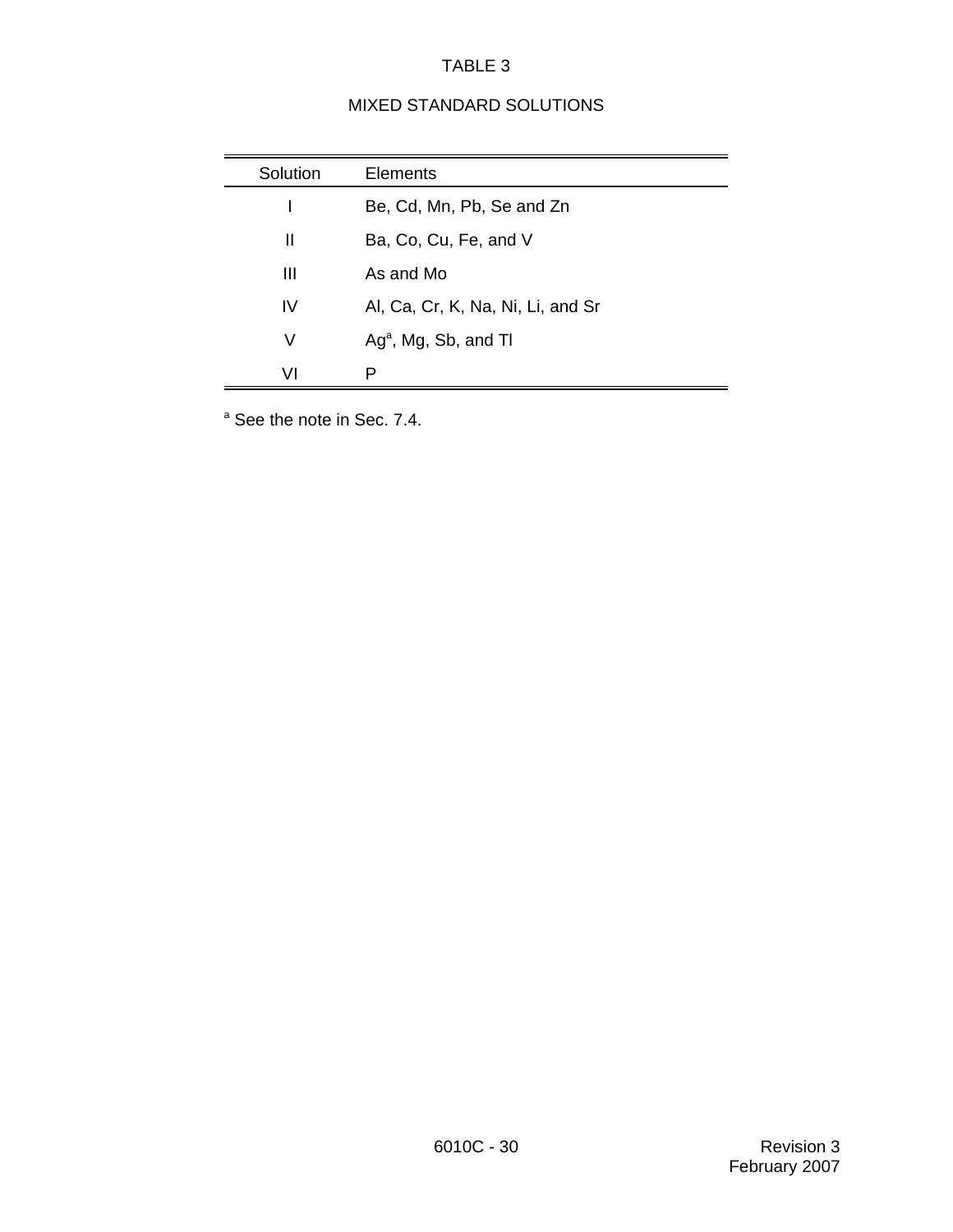# TABLE 3

## MIXED STANDARD SOLUTIONS

| Solution | Elements |
|---|---|
| I | Be, Cd, Mn, Pb, Se and Zn |
| II | Ba, Co, Cu, Fe, and V |
| III | As and Mo |
| IV | Al, Ca, Cr, K, Na, Ni, Li, and Sr |
| V | Ag[a], Mg, Sb, and Tl |
| VI | P |

[a] See the note in Sec. 7.4.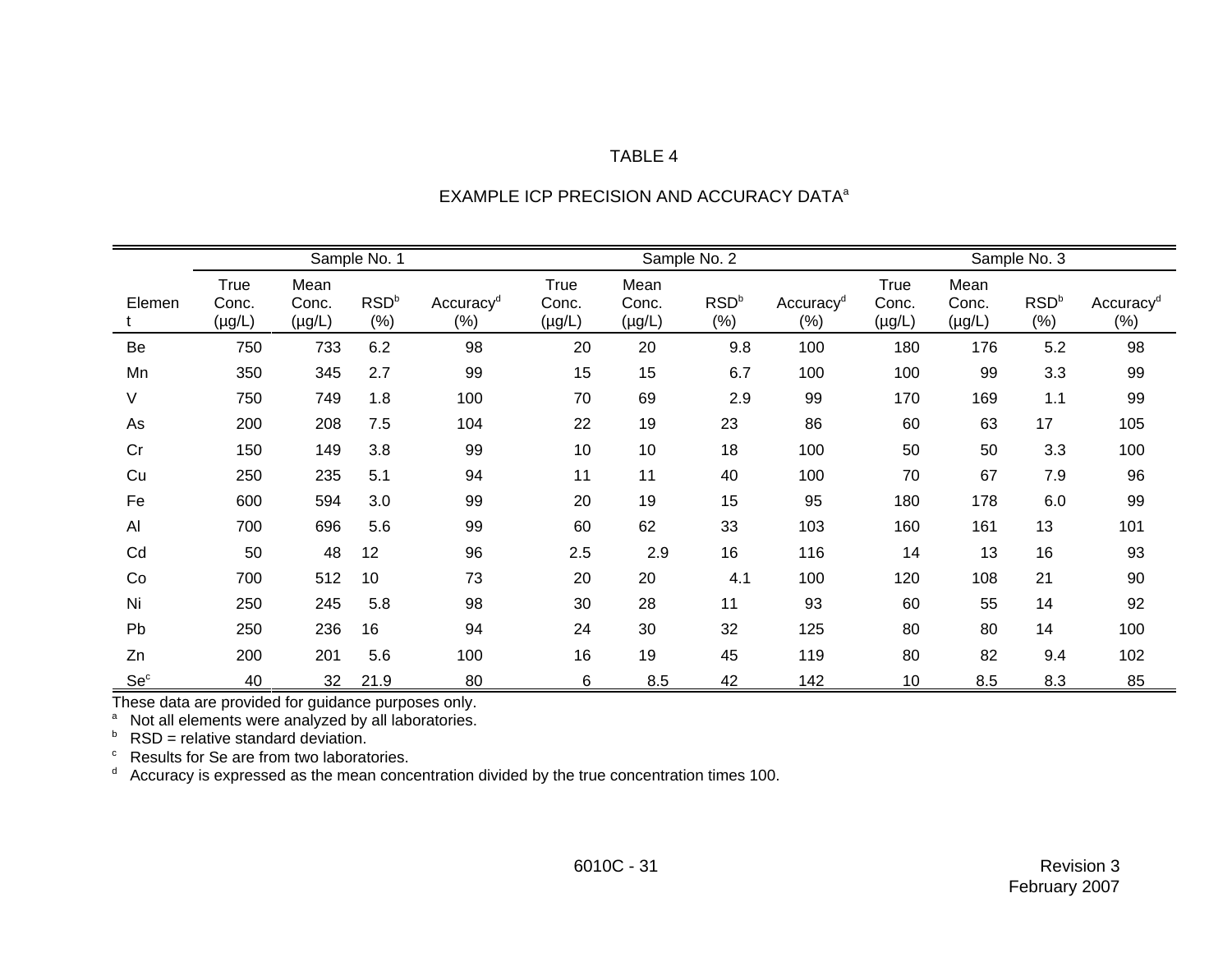TABLE 4

EXAMPLE ICP PRECISION AND ACCURACY DATA[a]

| | Sample No. 1 | | | | Sample No. 2 | | | | Sample No. 3 | | | |
|---|---|---|---|---|---|---|---|---|---|---|---|---|
| Element | True Conc. (µg/L) | Mean Conc. (µg/L) | RSD[b] (%) | Accuracy[d] (%) | True Conc. (µg/L) | Mean Conc. (µg/L) | RSD[b] (%) | Accuracy[d] (%) | True Conc. (µg/L) | Mean Conc. (µg/L) | RSD[b] (%) | Accuracy[d] (%) |
| Be | 750 | 733 | 6.2 | 98 | 20 | 20 | 9.8 | 100 | 180 | 176 | 5.2 | 98 |
| Mn | 350 | 345 | 2.7 | 99 | 15 | 15 | 6.7 | 100 | 100 | 99 | 3.3 | 99 |
| V | 750 | 749 | 1.8 | 100 | 70 | 69 | 2.9 | 99 | 170 | 169 | 1.1 | 99 |
| As | 200 | 208 | 7.5 | 104 | 22 | 19 | 23 | 86 | 60 | 63 | 17 | 105 |
| Cr | 150 | 149 | 3.8 | 99 | 10 | 10 | 18 | 100 | 50 | 50 | 3.3 | 100 |
| Cu | 250 | 235 | 5.1 | 94 | 11 | 11 | 40 | 100 | 70 | 67 | 7.9 | 96 |
| Fe | 600 | 594 | 3.0 | 99 | 20 | 19 | 15 | 95 | 180 | 178 | 6.0 | 99 |
| Al | 700 | 696 | 5.6 | 99 | 60 | 62 | 33 | 103 | 160 | 161 | 13 | 101 |
| Cd | 50 | 48 | 12 | 96 | 2.5 | 2.9 | 16 | 116 | 14 | 13 | 16 | 93 |
| Co | 700 | 512 | 10 | 73 | 20 | 20 | 4.1 | 100 | 120 | 108 | 21 | 90 |
| Ni | 250 | 245 | 5.8 | 98 | 30 | 28 | 11 | 93 | 60 | 55 | 14 | 92 |
| Pb | 250 | 236 | 16 | 94 | 24 | 30 | 32 | 125 | 80 | 80 | 14 | 100 |
| Zn | 200 | 201 | 5.6 | 100 | 16 | 19 | 45 | 119 | 80 | 82 | 9.4 | 102 |
| Se[c] | 40 | 32 | 21.9 | 80 | 6 | 8.5 | 42 | 142 | 10 | 8.5 | 8.3 | 85 |

These data are provided for guidance purposes only.

[a] Not all elements were analyzed by all laboratories.

[b] RSD = relative standard deviation.

[c] Results for Se are from two laboratories.

[d] Accuracy is expressed as the mean concentration divided by the true concentration times 100.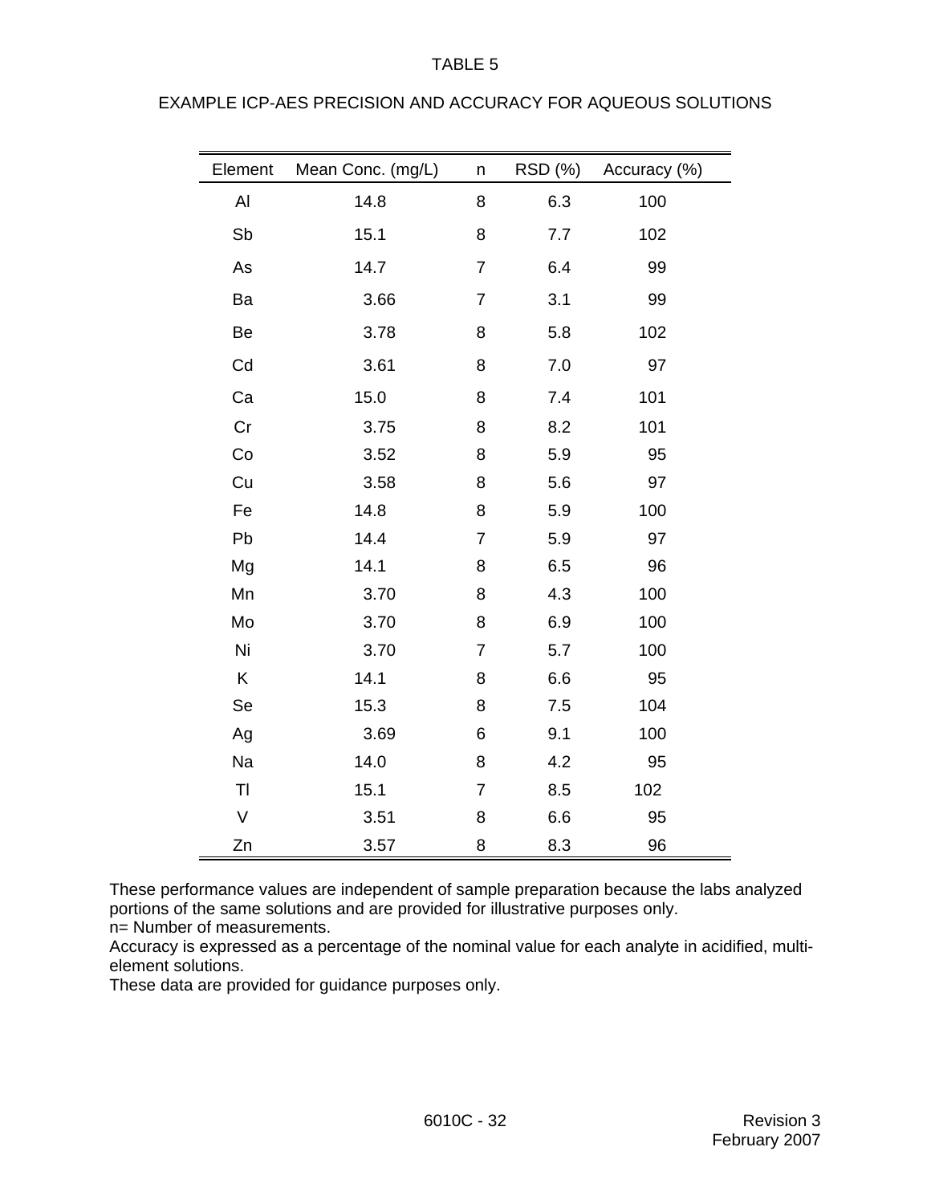TABLE 5

EXAMPLE ICP-AES PRECISION AND ACCURACY FOR AQUEOUS SOLUTIONS

| Element | Mean Conc. (mg/L) | n | RSD (%) | Accuracy (%) |
|---|---|---|---|---|
| Al | 14.8 | 8 | 6.3 | 100 |
| Sb | 15.1 | 8 | 7.7 | 102 |
| As | 14.7 | 7 | 6.4 | 99 |
| Ba | 3.66 | 7 | 3.1 | 99 |
| Be | 3.78 | 8 | 5.8 | 102 |
| Cd | 3.61 | 8 | 7.0 | 97 |
| Ca | 15.0 | 8 | 7.4 | 101 |
| Cr | 3.75 | 8 | 8.2 | 101 |
| Co | 3.52 | 8 | 5.9 | 95 |
| Cu | 3.58 | 8 | 5.6 | 97 |
| Fe | 14.8 | 8 | 5.9 | 100 |
| Pb | 14.4 | 7 | 5.9 | 97 |
| Mg | 14.1 | 8 | 6.5 | 96 |
| Mn | 3.70 | 8 | 4.3 | 100 |
| Mo | 3.70 | 8 | 6.9 | 100 |
| Ni | 3.70 | 7 | 5.7 | 100 |
| K | 14.1 | 8 | 6.6 | 95 |
| Se | 15.3 | 8 | 7.5 | 104 |
| Ag | 3.69 | 6 | 9.1 | 100 |
| Na | 14.0 | 8 | 4.2 | 95 |
| Tl | 15.1 | 7 | 8.5 | 102 |
| V | 3.51 | 8 | 6.6 | 95 |
| Zn | 3.57 | 8 | 8.3 | 96 |

These performance values are independent of sample preparation because the labs analyzed portions of the same solutions and are provided for illustrative purposes only.
n= Number of measurements.
Accuracy is expressed as a percentage of the nominal value for each analyte in acidified, multi-element solutions.
These data are provided for guidance purposes only.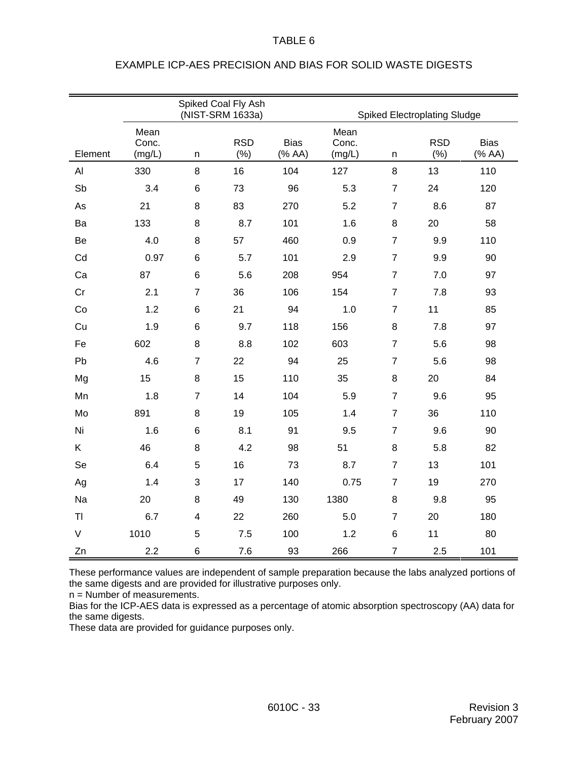TABLE 6

EXAMPLE ICP-AES PRECISION AND BIAS FOR SOLID WASTE DIGESTS

| | Spiked Coal Fly Ash (NIST-SRM 1633a) | | | | Spiked Electroplating Sludge | | | |
|---|---|---|---|---|---|---|---|---|
| Element | Mean Conc. (mg/L) | n | RSD (%) | Bias (% AA) | Mean Conc. (mg/L) | n | RSD (%) | Bias (% AA) |
| Al | 330 | 8 | 16 | 104 | 127 | 8 | 13 | 110 |
| Sb | 3.4 | 6 | 73 | 96 | 5.3 | 7 | 24 | 120 |
| As | 21 | 8 | 83 | 270 | 5.2 | 7 | 8.6 | 87 |
| Ba | 133 | 8 | 8.7 | 101 | 1.6 | 8 | 20 | 58 |
| Be | 4.0 | 8 | 57 | 460 | 0.9 | 7 | 9.9 | 110 |
| Cd | 0.97 | 6 | 5.7 | 101 | 2.9 | 7 | 9.9 | 90 |
| Ca | 87 | 6 | 5.6 | 208 | 954 | 7 | 7.0 | 97 |
| Cr | 2.1 | 7 | 36 | 106 | 154 | 7 | 7.8 | 93 |
| Co | 1.2 | 6 | 21 | 94 | 1.0 | 7 | 11 | 85 |
| Cu | 1.9 | 6 | 9.7 | 118 | 156 | 8 | 7.8 | 97 |
| Fe | 602 | 8 | 8.8 | 102 | 603 | 7 | 5.6 | 98 |
| Pb | 4.6 | 7 | 22 | 94 | 25 | 7 | 5.6 | 98 |
| Mg | 15 | 8 | 15 | 110 | 35 | 8 | 20 | 84 |
| Mn | 1.8 | 7 | 14 | 104 | 5.9 | 7 | 9.6 | 95 |
| Mo | 891 | 8 | 19 | 105 | 1.4 | 7 | 36 | 110 |
| Ni | 1.6 | 6 | 8.1 | 91 | 9.5 | 7 | 9.6 | 90 |
| K | 46 | 8 | 4.2 | 98 | 51 | 8 | 5.8 | 82 |
| Se | 6.4 | 5 | 16 | 73 | 8.7 | 7 | 13 | 101 |
| Ag | 1.4 | 3 | 17 | 140 | 0.75 | 7 | 19 | 270 |
| Na | 20 | 8 | 49 | 130 | 1380 | 8 | 9.8 | 95 |
| Tl | 6.7 | 4 | 22 | 260 | 5.0 | 7 | 20 | 180 |
| V | 1010 | 5 | 7.5 | 100 | 1.2 | 6 | 11 | 80 |
| Zn | 2.2 | 6 | 7.6 | 93 | 266 | 7 | 2.5 | 101 |

These performance values are independent of sample preparation because the labs analyzed portions of the same digests and are provided for illustrative purposes only.
n = Number of measurements.
Bias for the ICP-AES data is expressed as a percentage of atomic absorption spectroscopy (AA) data for the same digests.
These data are provided for guidance purposes only.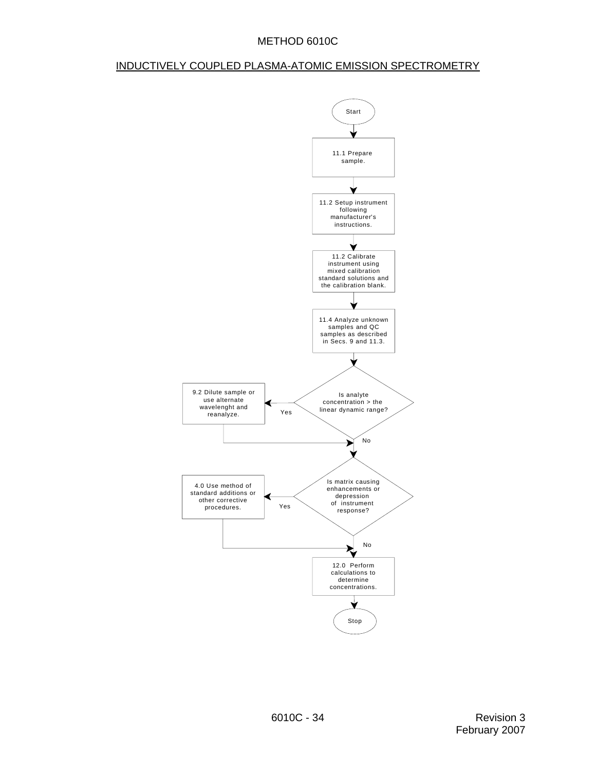# METHOD 6010C

## INDUCTIVELY COUPLED PLASMA-ATOMIC EMISSION SPECTROMETRY

Start

11.1 Prepare sample.

11.2 Setup instrument following manufacturer's instructions.

11.2 Calibrate instrument using mixed calibration standard solutions and the calibration blank.

11.4 Analyze unknown samples and QC samples as described in Secs. 9 and 11.3.

Is analyte concentration > the linear dynamic range?

Yes

9.2 Dilute sample or use alternate wavelenght and reanalyze.

No

Is matrix causing enhancements or depression of instrument response?

Yes

4.0 Use method of standard additions or other corrective procedures.

No

12.0 Perform calculations to determine concentrations.

Stop